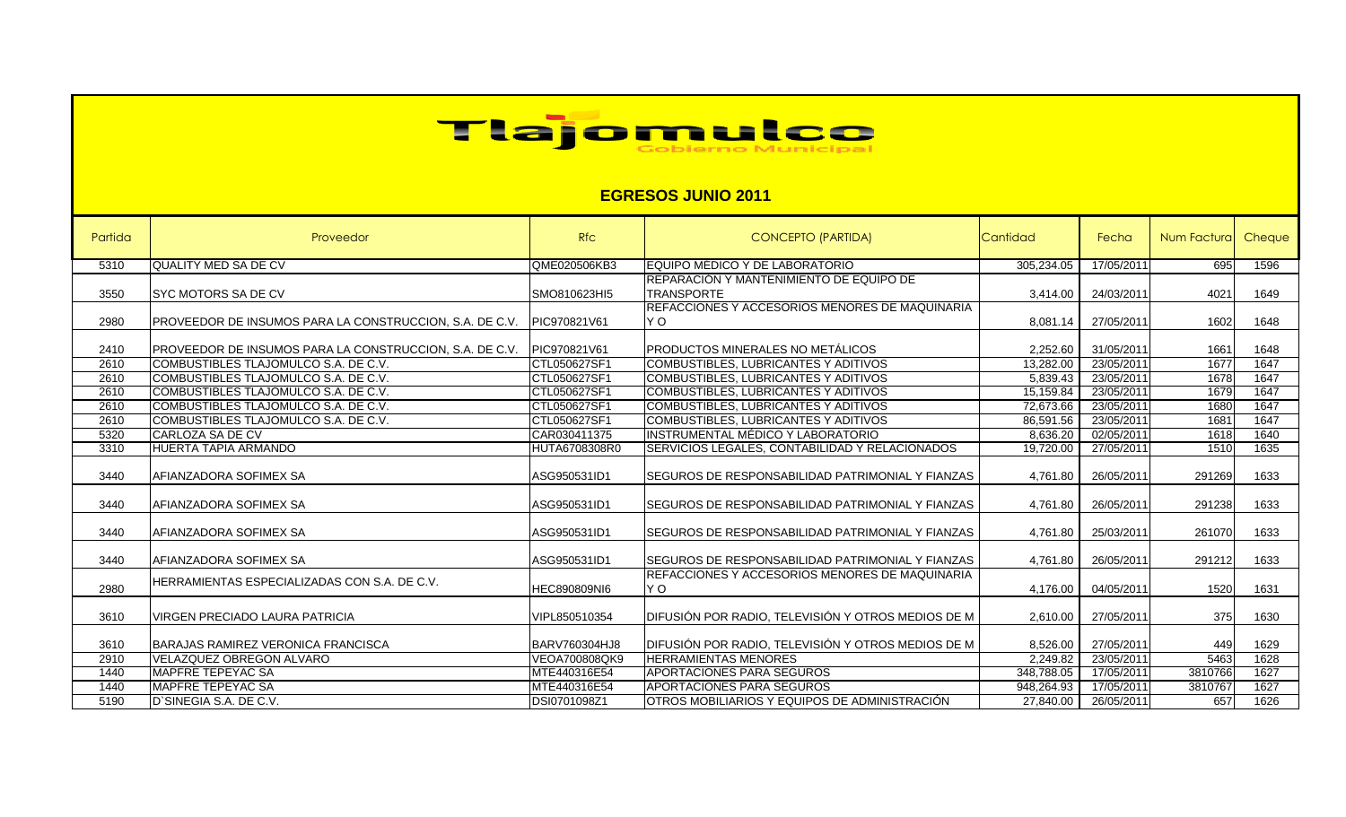# Tlajomulco

Gobierno Municipal

## EGRESOS JUNIO 2011

| Partida | Proveedor | Rfc | CONCEPTO (PARTIDA) | Cantidad | Fecha | Num Factura | Cheque |
|---|---|---|---|---|---|---|---|
| 5310 | QUALITY MED SA DE CV | QME020506KB3 | EQUIPO MÉDICO Y DE LABORATORIO | 305,234.05 | 17/05/2011 | 695 | 1596 |
| 3550 | SYC MOTORS SA DE CV | SMO810623HI5 | REPARACIÓN Y MANTENIMIENTO DE EQUIPO DE TRANSPORTE | 3,414.00 | 24/03/2011 | 4021 | 1649 |
| 2980 | PROVEEDOR DE INSUMOS PARA LA CONSTRUCCION, S.A. DE C.V. | PIC970821V61 | REFACCIONES Y ACCESORIOS MENORES DE MAQUINARIA Y O | 8,081.14 | 27/05/2011 | 1602 | 1648 |
| 2410 | PROVEEDOR DE INSUMOS PARA LA CONSTRUCCION, S.A. DE C.V. | PIC970821V61 | PRODUCTOS MINERALES NO METÁLICOS | 2,252.60 | 31/05/2011 | 1661 | 1648 |
| 2610 | COMBUSTIBLES TLAJOMULCO S.A. DE C.V. | CTL050627SF1 | COMBUSTIBLES, LUBRICANTES Y ADITIVOS | 13,282.00 | 23/05/2011 | 1677 | 1647 |
| 2610 | COMBUSTIBLES TLAJOMULCO S.A. DE C.V. | CTL050627SF1 | COMBUSTIBLES, LUBRICANTES Y ADITIVOS | 5,839.43 | 23/05/2011 | 1678 | 1647 |
| 2610 | COMBUSTIBLES TLAJOMULCO S.A. DE C.V. | CTL050627SF1 | COMBUSTIBLES, LUBRICANTES Y ADITIVOS | 15,159.84 | 23/05/2011 | 1679 | 1647 |
| 2610 | COMBUSTIBLES TLAJOMULCO S.A. DE C.V. | CTL050627SF1 | COMBUSTIBLES, LUBRICANTES Y ADITIVOS | 72,673.66 | 23/05/2011 | 1680 | 1647 |
| 2610 | COMBUSTIBLES TLAJOMULCO S.A. DE C.V. | CTL050627SF1 | COMBUSTIBLES, LUBRICANTES Y ADITIVOS | 86,591.56 | 23/05/2011 | 1681 | 1647 |
| 5320 | CARLOZA SA DE CV | CAR030411375 | INSTRUMENTAL MÉDICO Y LABORATORIO | 8,636.20 | 02/05/2011 | 1618 | 1640 |
| 3310 | HUERTA TAPIA ARMANDO | HUTA6708308R0 | SERVICIOS LEGALES, CONTABILIDAD Y RELACIONADOS | 19,720.00 | 27/05/2011 | 1510 | 1635 |
| 3440 | AFIANZADORA SOFIMEX SA | ASG950531ID1 | SEGUROS DE RESPONSABILIDAD PATRIMONIAL Y FIANZAS | 4,761.80 | 26/05/2011 | 291269 | 1633 |
| 3440 | AFIANZADORA SOFIMEX SA | ASG950531ID1 | SEGUROS DE RESPONSABILIDAD PATRIMONIAL Y FIANZAS | 4,761.80 | 26/05/2011 | 291238 | 1633 |
| 3440 | AFIANZADORA SOFIMEX SA | ASG950531ID1 | SEGUROS DE RESPONSABILIDAD PATRIMONIAL Y FIANZAS | 4,761.80 | 25/03/2011 | 261070 | 1633 |
| 3440 | AFIANZADORA SOFIMEX SA | ASG950531ID1 | SEGUROS DE RESPONSABILIDAD PATRIMONIAL Y FIANZAS | 4,761.80 | 26/05/2011 | 291212 | 1633 |
| 2980 | HERRAMIENTAS ESPECIALIZADAS CON S.A. DE C.V. | HEC890809NI6 | REFACCIONES Y ACCESORIOS MENORES DE MAQUINARIA Y O | 4,176.00 | 04/05/2011 | 1520 | 1631 |
| 3610 | VIRGEN PRECIADO LAURA PATRICIA | VIPL850510354 | DIFUSIÓN POR RADIO, TELEVISIÓN Y OTROS MEDIOS DE M | 2,610.00 | 27/05/2011 | 375 | 1630 |
| 3610 | BARAJAS RAMIREZ VERONICA FRANCISCA | BARV760304HJ8 | DIFUSIÓN POR RADIO, TELEVISIÓN Y OTROS MEDIOS DE M | 8,526.00 | 27/05/2011 | 449 | 1629 |
| 2910 | VELAZQUEZ OBREGON ALVARO | VEOA700808QK9 | HERRAMIENTAS MENORES | 2,249.82 | 23/05/2011 | 5463 | 1628 |
| 1440 | MAPFRE TEPEYAC SA | MTE440316E54 | APORTACIONES PARA SEGUROS | 348,788.05 | 17/05/2011 | 3810766 | 1627 |
| 1440 | MAPFRE TEPEYAC SA | MTE440316E54 | APORTACIONES PARA SEGUROS | 948,264.93 | 17/05/2011 | 3810767 | 1627 |
| 5190 | D`SINEGIA S.A. DE C.V. | DSI0701098Z1 | OTROS MOBILIARIOS Y EQUIPOS DE ADMINISTRACIÓN | 27,840.00 | 26/05/2011 | 657 | 1626 |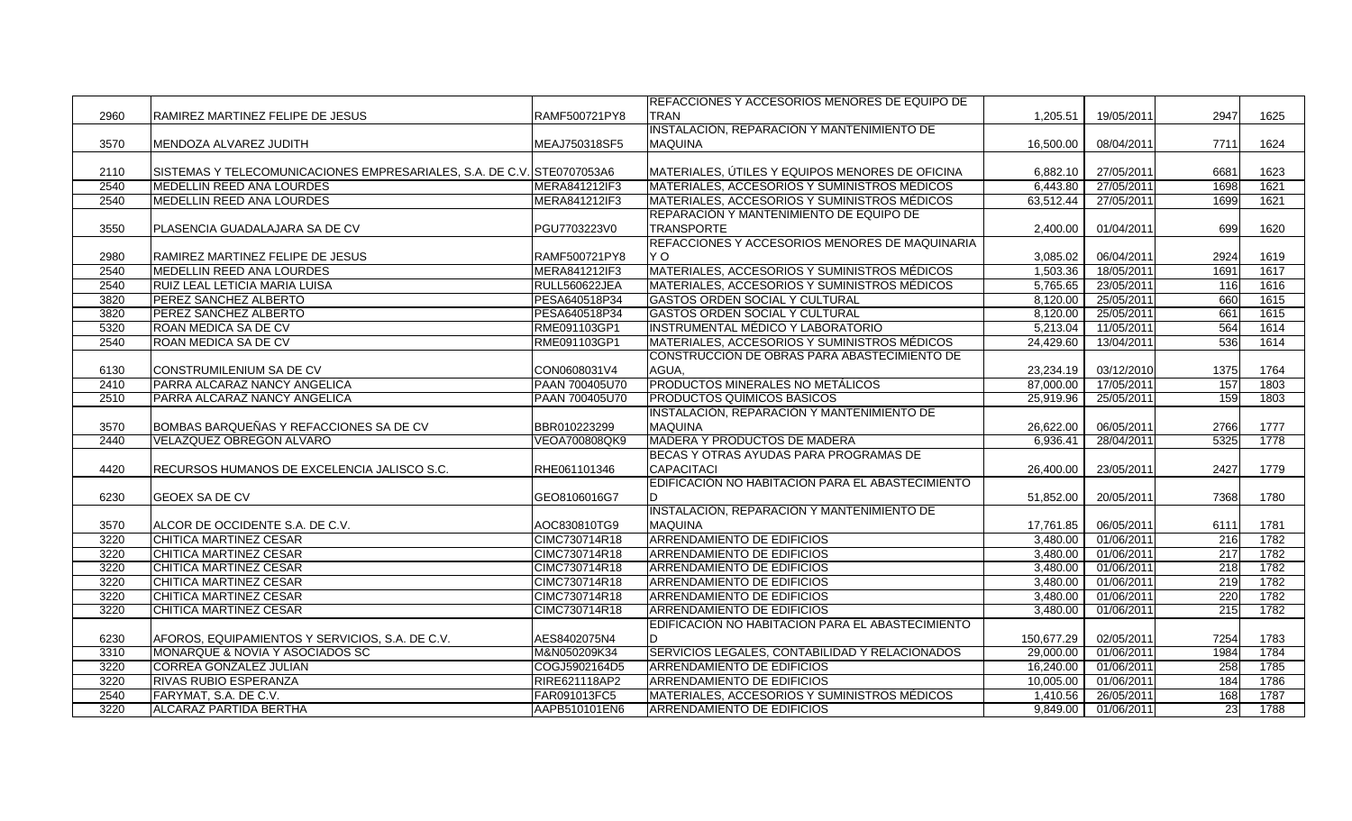| | | | | | | | |
|---|---|---|---|---|---|---|---|
| 2960 | RAMIREZ MARTINEZ FELIPE DE JESUS | RAMF500721PY8 | REFACCIONES Y ACCESORIOS MENORES DE EQUIPO DE TRAN | 1,205.51 | 19/05/2011 | 2947 | 1625 |
| 3570 | MENDOZA ALVAREZ JUDITH | MEAJ750318SF5 | INSTALACIÓN, REPARACIÓN Y MANTENIMIENTO DE MAQUINA | 16,500.00 | 08/04/2011 | 7711 | 1624 |
| 2110 | SISTEMAS Y TELECOMUNICACIONES EMPRESARIALES, S.A. DE C.V. | STE0707053A6 | MATERIALES, ÚTILES Y EQUIPOS MENORES DE OFICINA | 6,882.10 | 27/05/2011 | 6681 | 1623 |
| 2540 | MEDELLIN REED ANA LOURDES | MERA841212IF3 | MATERIALES, ACCESORIOS Y SUMINISTROS MÉDICOS | 6,443.80 | 27/05/2011 | 1698 | 1621 |
| 2540 | MEDELLIN REED ANA LOURDES | MERA841212IF3 | MATERIALES, ACCESORIOS Y SUMINISTROS MÉDICOS | 63,512.44 | 27/05/2011 | 1699 | 1621 |
| 3550 | PLASENCIA GUADALAJARA SA DE CV | PGU7703223V0 | REPARACIÓN Y MANTENIMIENTO DE EQUIPO DE TRANSPORTE | 2,400.00 | 01/04/2011 | 699 | 1620 |
| 2980 | RAMIREZ MARTINEZ FELIPE DE JESUS | RAMF500721PY8 | REFACCIONES Y ACCESORIOS MENORES DE MAQUINARIA Y O | 3,085.02 | 06/04/2011 | 2924 | 1619 |
| 2540 | MEDELLIN REED ANA LOURDES | MERA841212IF3 | MATERIALES, ACCESORIOS Y SUMINISTROS MÉDICOS | 1,503.36 | 18/05/2011 | 1691 | 1617 |
| 2540 | RUIZ LEAL LETICIA MARIA LUISA | RULL560622JEA | MATERIALES, ACCESORIOS Y SUMINISTROS MÉDICOS | 5,765.65 | 23/05/2011 | 116 | 1616 |
| 3820 | PEREZ SANCHEZ ALBERTO | PESA640518P34 | GASTOS ORDEN SOCIAL Y CULTURAL | 8,120.00 | 25/05/2011 | 660 | 1615 |
| 3820 | PEREZ SANCHEZ ALBERTO | PESA640518P34 | GASTOS ORDEN SOCIAL Y CULTURAL | 8,120.00 | 25/05/2011 | 661 | 1615 |
| 5320 | ROAN MEDICA SA DE CV | RME091103GP1 | INSTRUMENTAL MÉDICO Y LABORATORIO | 5,213.04 | 11/05/2011 | 564 | 1614 |
| 2540 | ROAN MEDICA SA DE CV | RME091103GP1 | MATERIALES, ACCESORIOS Y SUMINISTROS MÉDICOS | 24,429.60 | 13/04/2011 | 536 | 1614 |
| 6130 | CONSTRUMILENIUM SA DE CV | CON0608031V4 | CONSTRUCCIÓN DE OBRAS PARA ABASTECIMIENTO DE AGUA, | 23,234.19 | 03/12/2010 | 1375 | 1764 |
| 2410 | PARRA ALCARAZ NANCY ANGELICA | PAAN 700405U70 | PRODUCTOS MINERALES NO METÁLICOS | 87,000.00 | 17/05/2011 | 157 | 1803 |
| 2510 | PARRA ALCARAZ NANCY ANGELICA | PAAN 700405U70 | PRODUCTOS QUÍMICOS BÁSICOS | 25,919.96 | 25/05/2011 | 159 | 1803 |
| 3570 | BOMBAS BARQUEÑAS Y REFACCIONES SA DE CV | BBR010223299 | INSTALACIÓN, REPARACIÓN Y MANTENIMIENTO DE MAQUINA | 26,622.00 | 06/05/2011 | 2766 | 1777 |
| 2440 | VELAZQUEZ OBREGON ALVARO | VEOA700808QK9 | MADERA Y PRODUCTOS DE MADERA | 6,936.41 | 28/04/2011 | 5325 | 1778 |
| 4420 | RECURSOS HUMANOS DE EXCELENCIA JALISCO S.C. | RHE061101346 | BECAS Y OTRAS AYUDAS PARA PROGRAMAS DE CAPACITACI | 26,400.00 | 23/05/2011 | 2427 | 1779 |
| 6230 | GEOEX SA DE CV | GEO8106016G7 | EDIFICACIÓN NO HABITACIÓN PARA EL ABASTECIMIENTO D | 51,852.00 | 20/05/2011 | 7368 | 1780 |
| 3570 | ALCOR DE OCCIDENTE S.A. DE C.V. | AOC830810TG9 | INSTALACIÓN, REPARACIÓN Y MANTENIMIENTO DE MAQUINA | 17,761.85 | 06/05/2011 | 6111 | 1781 |
| 3220 | CHITICA MARTINEZ CESAR | CIMC730714R18 | ARRENDAMIENTO DE EDIFICIOS | 3,480.00 | 01/06/2011 | 216 | 1782 |
| 3220 | CHITICA MARTINEZ CESAR | CIMC730714R18 | ARRENDAMIENTO DE EDIFICIOS | 3,480.00 | 01/06/2011 | 217 | 1782 |
| 3220 | CHITICA MARTINEZ CESAR | CIMC730714R18 | ARRENDAMIENTO DE EDIFICIOS | 3,480.00 | 01/06/2011 | 218 | 1782 |
| 3220 | CHITICA MARTINEZ CESAR | CIMC730714R18 | ARRENDAMIENTO DE EDIFICIOS | 3,480.00 | 01/06/2011 | 219 | 1782 |
| 3220 | CHITICA MARTINEZ CESAR | CIMC730714R18 | ARRENDAMIENTO DE EDIFICIOS | 3,480.00 | 01/06/2011 | 220 | 1782 |
| 3220 | CHITICA MARTINEZ CESAR | CIMC730714R18 | ARRENDAMIENTO DE EDIFICIOS | 3,480.00 | 01/06/2011 | 215 | 1782 |
| 6230 | AFOROS, EQUIPAMIENTOS Y SERVICIOS, S.A. DE C.V. | AES8402075N4 | EDIFICACIÓN NO HABITACIÓN PARA EL ABASTECIMIENTO D | 150,677.29 | 02/05/2011 | 7254 | 1783 |
| 3310 | MONARQUE & NOVIA Y ASOCIADOS SC | M&N050209K34 | SERVICIOS LEGALES, CONTABILIDAD Y RELACIONADOS | 29,000.00 | 01/06/2011 | 1984 | 1784 |
| 3220 | CORREA GONZALEZ JULIAN | COGJ5902164D5 | ARRENDAMIENTO DE EDIFICIOS | 16,240.00 | 01/06/2011 | 258 | 1785 |
| 3220 | RIVAS RUBIO ESPERANZA | RIRE621118AP2 | ARRENDAMIENTO DE EDIFICIOS | 10,005.00 | 01/06/2011 | 184 | 1786 |
| 2540 | FARYMAT, S.A. DE C.V. | FAR091013FC5 | MATERIALES, ACCESORIOS Y SUMINISTROS MÉDICOS | 1,410.56 | 26/05/2011 | 168 | 1787 |
| 3220 | ALCARAZ PARTIDA BERTHA | AAPB510101EN6 | ARRENDAMIENTO DE EDIFICIOS | 9,849.00 | 01/06/2011 | 23 | 1788 |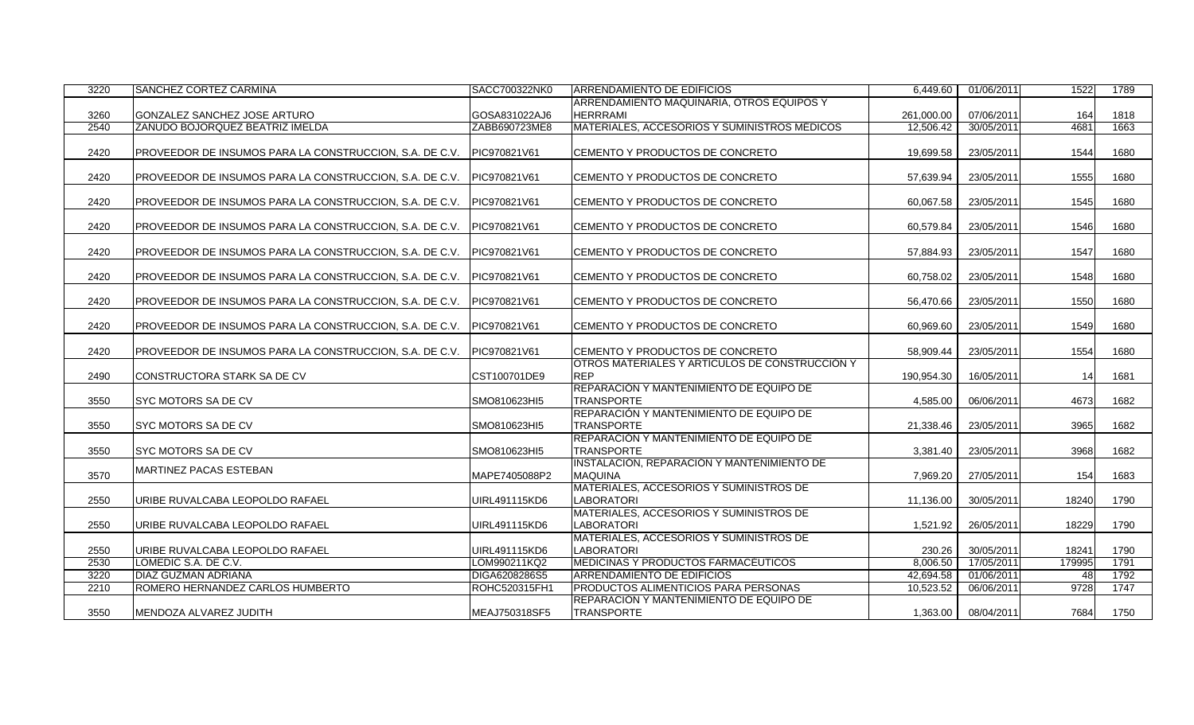| | | | | | | | |
|---|---|---|---|---|---|---|---|
| 3220 | SANCHEZ CORTEZ CARMINA | SACC700322NK0 | ARRENDAMIENTO DE EDIFICIOS | 6,449.60 | 01/06/2011 | 1522 | 1789 |
| 3260 | GONZALEZ SANCHEZ JOSE ARTURO | GOSA831022AJ6 | ARRENDAMIENTO MAQUINARIA, OTROS EQUIPOS Y HERRRAMI | 261,000.00 | 07/06/2011 | 164 | 1818 |
| 2540 | ZAÑUDO BOJORQUEZ BEATRIZ IMELDA | ZABB690723ME8 | MATERIALES, ACCESORIOS Y SUMINISTROS MEDICOS | 12,506.42 | 30/05/2011 | 4681 | 1663 |
| 2420 | PROVEEDOR DE INSUMOS PARA LA CONSTRUCCION, S.A. DE C.V. | PIC970821V61 | CEMENTO Y PRODUCTOS DE CONCRETO | 19,699.58 | 23/05/2011 | 1544 | 1680 |
| 2420 | PROVEEDOR DE INSUMOS PARA LA CONSTRUCCION, S.A. DE C.V. | PIC970821V61 | CEMENTO Y PRODUCTOS DE CONCRETO | 57,639.94 | 23/05/2011 | 1555 | 1680 |
| 2420 | PROVEEDOR DE INSUMOS PARA LA CONSTRUCCION, S.A. DE C.V. | PIC970821V61 | CEMENTO Y PRODUCTOS DE CONCRETO | 60,067.58 | 23/05/2011 | 1545 | 1680 |
| 2420 | PROVEEDOR DE INSUMOS PARA LA CONSTRUCCION, S.A. DE C.V. | PIC970821V61 | CEMENTO Y PRODUCTOS DE CONCRETO | 60,579.84 | 23/05/2011 | 1546 | 1680 |
| 2420 | PROVEEDOR DE INSUMOS PARA LA CONSTRUCCION, S.A. DE C.V. | PIC970821V61 | CEMENTO Y PRODUCTOS DE CONCRETO | 57,884.93 | 23/05/2011 | 1547 | 1680 |
| 2420 | PROVEEDOR DE INSUMOS PARA LA CONSTRUCCION, S.A. DE C.V. | PIC970821V61 | CEMENTO Y PRODUCTOS DE CONCRETO | 60,758.02 | 23/05/2011 | 1548 | 1680 |
| 2420 | PROVEEDOR DE INSUMOS PARA LA CONSTRUCCION, S.A. DE C.V. | PIC970821V61 | CEMENTO Y PRODUCTOS DE CONCRETO | 56,470.66 | 23/05/2011 | 1550 | 1680 |
| 2420 | PROVEEDOR DE INSUMOS PARA LA CONSTRUCCION, S.A. DE C.V. | PIC970821V61 | CEMENTO Y PRODUCTOS DE CONCRETO | 60,969.60 | 23/05/2011 | 1549 | 1680 |
| 2420 | PROVEEDOR DE INSUMOS PARA LA CONSTRUCCION, S.A. DE C.V. | PIC970821V61 | CEMENTO Y PRODUCTOS DE CONCRETO | 58,909.44 | 23/05/2011 | 1554 | 1680 |
| 2490 | CONSTRUCTORA STARK SA DE CV | CST100701DE9 | OTROS MATERIALES Y ARTICULOS DE CONSTRUCCION Y REP | 190,954.30 | 16/05/2011 | 14 | 1681 |
| 3550 | SYC MOTORS SA DE CV | SMO810623HI5 | REPARACION Y MANTENIMIENTO DE EQUIPO DE TRANSPORTE | 4,585.00 | 06/06/2011 | 4673 | 1682 |
| 3550 | SYC MOTORS SA DE CV | SMO810623HI5 | REPARACION Y MANTENIMIENTO DE EQUIPO DE TRANSPORTE | 21,338.46 | 23/05/2011 | 3965 | 1682 |
| 3550 | SYC MOTORS SA DE CV | SMO810623HI5 | REPARACION Y MANTENIMIENTO DE EQUIPO DE TRANSPORTE | 3,381.40 | 23/05/2011 | 3968 | 1682 |
| 3570 | MARTINEZ PACAS ESTEBAN | MAPE7405088P2 | INSTALACION, REPARACION Y MANTENIMIENTO DE MAQUINA | 7,969.20 | 27/05/2011 | 154 | 1683 |
| 2550 | URIBE RUVALCABA LEOPOLDO RAFAEL | UIRL491115KD6 | MATERIALES, ACCESORIOS Y SUMINISTROS DE LABORATORI | 11,136.00 | 30/05/2011 | 18240 | 1790 |
| 2550 | URIBE RUVALCABA LEOPOLDO RAFAEL | UIRL491115KD6 | MATERIALES, ACCESORIOS Y SUMINISTROS DE LABORATORI | 1,521.92 | 26/05/2011 | 18229 | 1790 |
| 2550 | URIBE RUVALCABA LEOPOLDO RAFAEL | UIRL491115KD6 | MATERIALES, ACCESORIOS Y SUMINISTROS DE LABORATORI | 230.26 | 30/05/2011 | 18241 | 1790 |
| 2530 | LOMEDIC S.A. DE C.V. | LOM990211KQ2 | MEDICINAS Y PRODUCTOS FARMACEUTICOS | 8,006.50 | 17/05/2011 | 179995 | 1791 |
| 3220 | DIAZ GUZMAN ADRIANA | DIGA6208286S5 | ARRENDAMIENTO DE EDIFICIOS | 42,694.58 | 01/06/2011 | 48 | 1792 |
| 2210 | ROMERO HERNANDEZ CARLOS HUMBERTO | ROHC520315FH1 | PRODUCTOS ALIMENTICIOS PARA PERSONAS | 10,523.52 | 06/06/2011 | 9728 | 1747 |
| 3550 | MENDOZA ALVAREZ JUDITH | MEAJ750318SF5 | REPARACION Y MANTENIMIENTO DE EQUIPO DE TRANSPORTE | 1,363.00 | 08/04/2011 | 7684 | 1750 |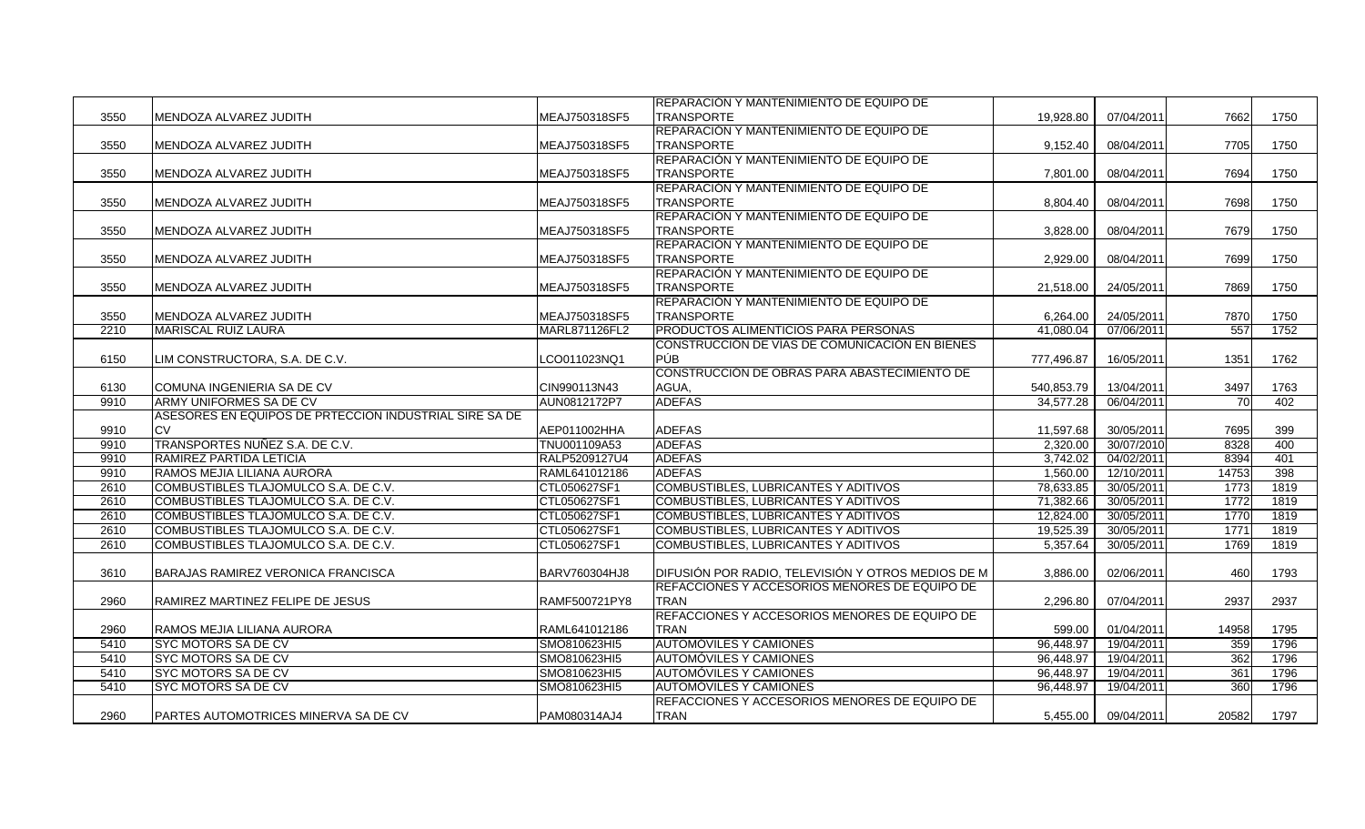| | | | | | | | |
|---|---|---|---|---|---|---|---|
| 3550 | MENDOZA ALVAREZ JUDITH | MEAJ750318SF5 | REPARACIÓN Y MANTENIMIENTO DE EQUIPO DE TRANSPORTE | 19,928.80 | 07/04/2011 | 7662 | 1750 |
| 3550 | MENDOZA ALVAREZ JUDITH | MEAJ750318SF5 | REPARACIÓN Y MANTENIMIENTO DE EQUIPO DE TRANSPORTE | 9,152.40 | 08/04/2011 | 7705 | 1750 |
| 3550 | MENDOZA ALVAREZ JUDITH | MEAJ750318SF5 | REPARACIÓN Y MANTENIMIENTO DE EQUIPO DE TRANSPORTE | 7,801.00 | 08/04/2011 | 7694 | 1750 |
| 3550 | MENDOZA ALVAREZ JUDITH | MEAJ750318SF5 | REPARACIÓN Y MANTENIMIENTO DE EQUIPO DE TRANSPORTE | 8,804.40 | 08/04/2011 | 7698 | 1750 |
| 3550 | MENDOZA ALVAREZ JUDITH | MEAJ750318SF5 | REPARACIÓN Y MANTENIMIENTO DE EQUIPO DE TRANSPORTE | 3,828.00 | 08/04/2011 | 7679 | 1750 |
| 3550 | MENDOZA ALVAREZ JUDITH | MEAJ750318SF5 | REPARACIÓN Y MANTENIMIENTO DE EQUIPO DE TRANSPORTE | 2,929.00 | 08/04/2011 | 7699 | 1750 |
| 3550 | MENDOZA ALVAREZ JUDITH | MEAJ750318SF5 | REPARACIÓN Y MANTENIMIENTO DE EQUIPO DE TRANSPORTE | 21,518.00 | 24/05/2011 | 7869 | 1750 |
| 3550 | MENDOZA ALVAREZ JUDITH | MEAJ750318SF5 | REPARACIÓN Y MANTENIMIENTO DE EQUIPO DE TRANSPORTE | 6,264.00 | 24/05/2011 | 7870 | 1750 |
| 2210 | MARISCAL RUIZ LAURA | MARL871126FL2 | PRODUCTOS ALIMENTICIOS PARA PERSONAS | 41,080.04 | 07/06/2011 | 557 | 1752 |
| 6150 | LIM CONSTRUCTORA, S.A. DE C.V. | LCO011023NQ1 | CONSTRUCCIÓN DE VÍAS DE COMUNICACIÓN EN BIENES PÚB | 777,496.87 | 16/05/2011 | 1351 | 1762 |
| 6130 | COMUNA INGENIERIA SA DE CV | CIN990113N43 | CONSTRUCCIÓN DE OBRAS PARA ABASTECIMIENTO DE AGUA, | 540,853.79 | 13/04/2011 | 3497 | 1763 |
| 9910 | ARMY UNIFORMES SA DE CV | AUN0812172P7 | ADEFAS | 34,577.28 | 06/04/2011 | 70 | 402 |
| 9910 | ASESORES EN EQUIPOS DE PRTECCION INDUSTRIAL SIRE SA DE CV | AEP011002HHA | ADEFAS | 11,597.68 | 30/05/2011 | 7695 | 399 |
| 9910 | TRANSPORTES NUÑEZ S.A. DE C.V. | TNU001109A53 | ADEFAS | 2,320.00 | 30/07/2010 | 8328 | 400 |
| 9910 | RAMIREZ PARTIDA LETICIA | RALP5209127U4 | ADEFAS | 3,742.02 | 04/02/2011 | 8394 | 401 |
| 9910 | RAMOS MEJIA LILIANA AURORA | RAML641012186 | ADEFAS | 1,560.00 | 12/10/2011 | 14753 | 398 |
| 2610 | COMBUSTIBLES TLAJOMULCO S.A. DE C.V. | CTL050627SF1 | COMBUSTIBLES, LUBRICANTES Y ADITIVOS | 78,633.85 | 30/05/2011 | 1773 | 1819 |
| 2610 | COMBUSTIBLES TLAJOMULCO S.A. DE C.V. | CTL050627SF1 | COMBUSTIBLES, LUBRICANTES Y ADITIVOS | 71,382.66 | 30/05/2011 | 1772 | 1819 |
| 2610 | COMBUSTIBLES TLAJOMULCO S.A. DE C.V. | CTL050627SF1 | COMBUSTIBLES, LUBRICANTES Y ADITIVOS | 12,824.00 | 30/05/2011 | 1770 | 1819 |
| 2610 | COMBUSTIBLES TLAJOMULCO S.A. DE C.V. | CTL050627SF1 | COMBUSTIBLES, LUBRICANTES Y ADITIVOS | 19,525.39 | 30/05/2011 | 1771 | 1819 |
| 2610 | COMBUSTIBLES TLAJOMULCO S.A. DE C.V. | CTL050627SF1 | COMBUSTIBLES, LUBRICANTES Y ADITIVOS | 5,357.64 | 30/05/2011 | 1769 | 1819 |
| 3610 | BARAJAS RAMIREZ VERONICA FRANCISCA | BARV760304HJ8 | DIFUSIÓN POR RADIO, TELEVISIÓN Y OTROS MEDIOS DE M | 3,886.00 | 02/06/2011 | 460 | 1793 |
| 2960 | RAMIREZ MARTINEZ FELIPE DE JESUS | RAMF500721PY8 | REFACCIONES Y ACCESORIOS MENORES DE EQUIPO DE TRAN | 2,296.80 | 07/04/2011 | 2937 | 2937 |
| 2960 | RAMOS MEJIA LILIANA AURORA | RAML641012186 | REFACCIONES Y ACCESORIOS MENORES DE EQUIPO DE TRAN | 599.00 | 01/04/2011 | 14958 | 1795 |
| 5410 | SYC MOTORS SA DE CV | SMO810623HI5 | AUTOMÓVILES Y CAMIONES | 96,448.97 | 19/04/2011 | 359 | 1796 |
| 5410 | SYC MOTORS SA DE CV | SMO810623HI5 | AUTOMÓVILES Y CAMIONES | 96,448.97 | 19/04/2011 | 362 | 1796 |
| 5410 | SYC MOTORS SA DE CV | SMO810623HI5 | AUTOMÓVILES Y CAMIONES | 96,448.97 | 19/04/2011 | 361 | 1796 |
| 5410 | SYC MOTORS SA DE CV | SMO810623HI5 | AUTOMÓVILES Y CAMIONES | 96,448.97 | 19/04/2011 | 360 | 1796 |
| 2960 | PARTES AUTOMOTRICES MINERVA SA DE CV | PAM080314AJ4 | REFACCIONES Y ACCESORIOS MENORES DE EQUIPO DE TRAN | 5,455.00 | 09/04/2011 | 20582 | 1797 |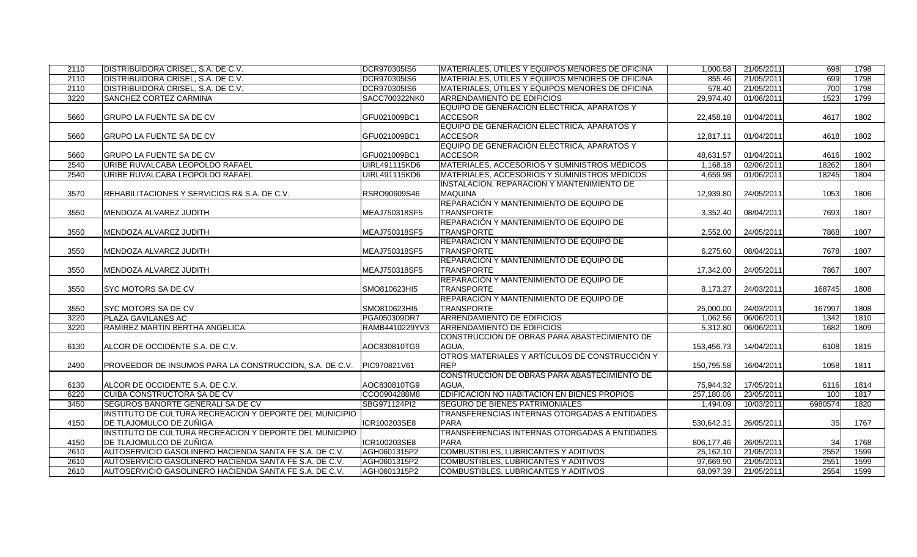| | | | | | | | |
|---|---|---|---|---|---|---|---|
| 2110 | DISTRIBUIDORA CRISEL, S.A. DE C.V. | DCR970305IS6 | MATERIALES, ÚTILES Y EQUIPOS MENORES DE OFICINA | 1,000.58 | 21/05/2011 | 698 | 1798 |
| 2110 | DISTRIBUIDORA CRISEL, S.A. DE C.V. | DCR970305IS6 | MATERIALES, ÚTILES Y EQUIPOS MENORES DE OFICINA | 855.46 | 21/05/2011 | 699 | 1798 |
| 2110 | DISTRIBUIDORA CRISEL, S.A. DE C.V. | DCR970305IS6 | MATERIALES, ÚTILES Y EQUIPOS MENORES DE OFICINA | 578.40 | 21/05/2011 | 700 | 1798 |
| 3220 | SANCHEZ CORTEZ CARMINA | SACC700322NK0 | ARRENDAMIENTO DE EDIFICIOS | 29,974.40 | 01/06/2011 | 1523 | 1799 |
| 5660 | GRUPO LA FUENTE SA DE CV | GFU021009BC1 | EQUIPO DE GENERACIÓN ELÉCTRICA, APARATOS Y ACCESOR | 22,458.18 | 01/04/2011 | 4617 | 1802 |
| 5660 | GRUPO LA FUENTE SA DE CV | GFU021009BC1 | EQUIPO DE GENERACIÓN ELÉCTRICA, APARATOS Y ACCESOR | 12,817.11 | 01/04/2011 | 4618 | 1802 |
| 5660 | GRUPO LA FUENTE SA DE CV | GFU021009BC1 | EQUIPO DE GENERACIÓN ELÉCTRICA, APARATOS Y ACCESOR | 48,631.57 | 01/04/2011 | 4616 | 1802 |
| 2540 | URIBE RUVALCABA LEOPOLDO RAFAEL | UIRL491115KD6 | MATERIALES, ACCESORIOS Y SUMINISTROS MÉDICOS | 1,168.18 | 02/06/2011 | 18262 | 1804 |
| 2540 | URIBE RUVALCABA LEOPOLDO RAFAEL | UIRL491115KD6 | MATERIALES, ACCESORIOS Y SUMINISTROS MÉDICOS | 4,659.98 | 01/06/2011 | 18245 | 1804 |
| 3570 | REHABILITACIONES Y SERVICIOS R& S.A. DE C.V. | RSRO90609S46 | INSTALACIÓN, REPARACIÓN Y MANTENIMIENTO DE MAQUINA | 12,939.80 | 24/05/2011 | 1053 | 1806 |
| 3550 | MENDOZA ALVAREZ JUDITH | MEAJ750318SF5 | REPARACIÓN Y MANTENIMIENTO DE EQUIPO DE TRANSPORTE | 3,352.40 | 08/04/2011 | 7693 | 1807 |
| 3550 | MENDOZA ALVAREZ JUDITH | MEAJ750318SF5 | REPARACIÓN Y MANTENIMIENTO DE EQUIPO DE TRANSPORTE | 2,552.00 | 24/05/2011 | 7868 | 1807 |
| 3550 | MENDOZA ALVAREZ JUDITH | MEAJ750318SF5 | REPARACIÓN Y MANTENIMIENTO DE EQUIPO DE TRANSPORTE | 6,275.60 | 08/04/2011 | 7678 | 1807 |
| 3550 | MENDOZA ALVAREZ JUDITH | MEAJ750318SF5 | REPARACIÓN Y MANTENIMIENTO DE EQUIPO DE TRANSPORTE | 17,342.00 | 24/05/2011 | 7867 | 1807 |
| 3550 | SYC MOTORS SA DE CV | SMO810623HI5 | REPARACIÓN Y MANTENIMIENTO DE EQUIPO DE TRANSPORTE | 8,173.27 | 24/03/2011 | 168745 | 1808 |
| 3550 | SYC MOTORS SA DE CV | SMO810623HI5 | REPARACIÓN Y MANTENIMIENTO DE EQUIPO DE TRANSPORTE | 25,000.00 | 24/03/2011 | 167997 | 1808 |
| 3220 | PLAZA GAVILANES AC | PGA050309DR7 | ARRENDAMIENTO DE EDIFICIOS | 1,062.56 | 06/06/2011 | 1342 | 1810 |
| 3220 | RAMIREZ MARTIN BERTHA ANGELICA | RAMB4410229YV3 | ARRENDAMIENTO DE EDIFICIOS | 5,312.80 | 06/06/2011 | 1682 | 1809 |
| 6130 | ALCOR DE OCCIDENTE S.A. DE C.V. | AOC830810TG9 | CONSTRUCCIÓN DE OBRAS PARA ABASTECIMIENTO DE AGUA, | 153,456.73 | 14/04/2011 | 6108 | 1815 |
| 2490 | PROVEEDOR DE INSUMOS PARA LA CONSTRUCCION, S.A. DE C.V. | PIC970821V61 | OTROS MATERIALES Y ARTÍCULOS DE CONSTRUCCIÓN Y REP | 150,795.58 | 16/04/2011 | 1058 | 1811 |
| 6130 | ALCOR DE OCCIDENTE S.A. DE C.V. | AOC830810TG9 | CONSTRUCCIÓN DE OBRAS PARA ABASTECIMIENTO DE AGUA, | 75,944.32 | 17/05/2011 | 6116 | 1814 |
| 6220 | CUIBA CONSTRUCTORA SA DE CV | CCO0904288M8 | EDIFICACIÓN NO HABITACIÓN EN BIENES PROPIOS | 257,180.06 | 23/05/2011 | 100 | 1817 |
| 3450 | SEGUROS BANORTE GENERALI SA DE CV | SBG971124PI2 | SEGURO DE BIENES PATRIMONIALES | 1,494.09 | 10/03/2011 | 6980574 | 1820 |
| 4150 | INSTITUTO DE CULTURA RECREACION Y DEPORTE DEL MUNICIPIO DE TLAJOMULCO DE ZUÑIGA | ICR100203SE8 | TRANSFERENCIAS INTERNAS OTORGADAS A ENTIDADES PARA | 530,642.31 | 26/05/2011 | 35 | 1767 |
| 4150 | INSTITUTO DE CULTURA RECREACION Y DEPORTE DEL MUNICIPIO DE TLAJOMULCO DE ZUÑIGA | ICR100203SE8 | TRANSFERENCIAS INTERNAS OTORGADAS A ENTIDADES PARA | 806,177.46 | 26/05/2011 | 34 | 1768 |
| 2610 | AUTOSERVICIO GASOLINERO HACIENDA SANTA FE S.A. DE C.V. | AGH0601315P2 | COMBUSTIBLES, LUBRICANTES Y ADITIVOS | 25,162.10 | 21/05/2011 | 2552 | 1599 |
| 2610 | AUTOSERVICIO GASOLINERO HACIENDA SANTA FE S.A. DE C.V. | AGH0601315P2 | COMBUSTIBLES, LUBRICANTES Y ADITIVOS | 97,669.90 | 21/05/2011 | 2551 | 1599 |
| 2610 | AUTOSERVICIO GASOLINERO HACIENDA SANTA FE S.A. DE C.V. | AGH0601315P2 | COMBUSTIBLES, LUBRICANTES Y ADITIVOS | 68,097.39 | 21/05/2011 | 2554 | 1599 |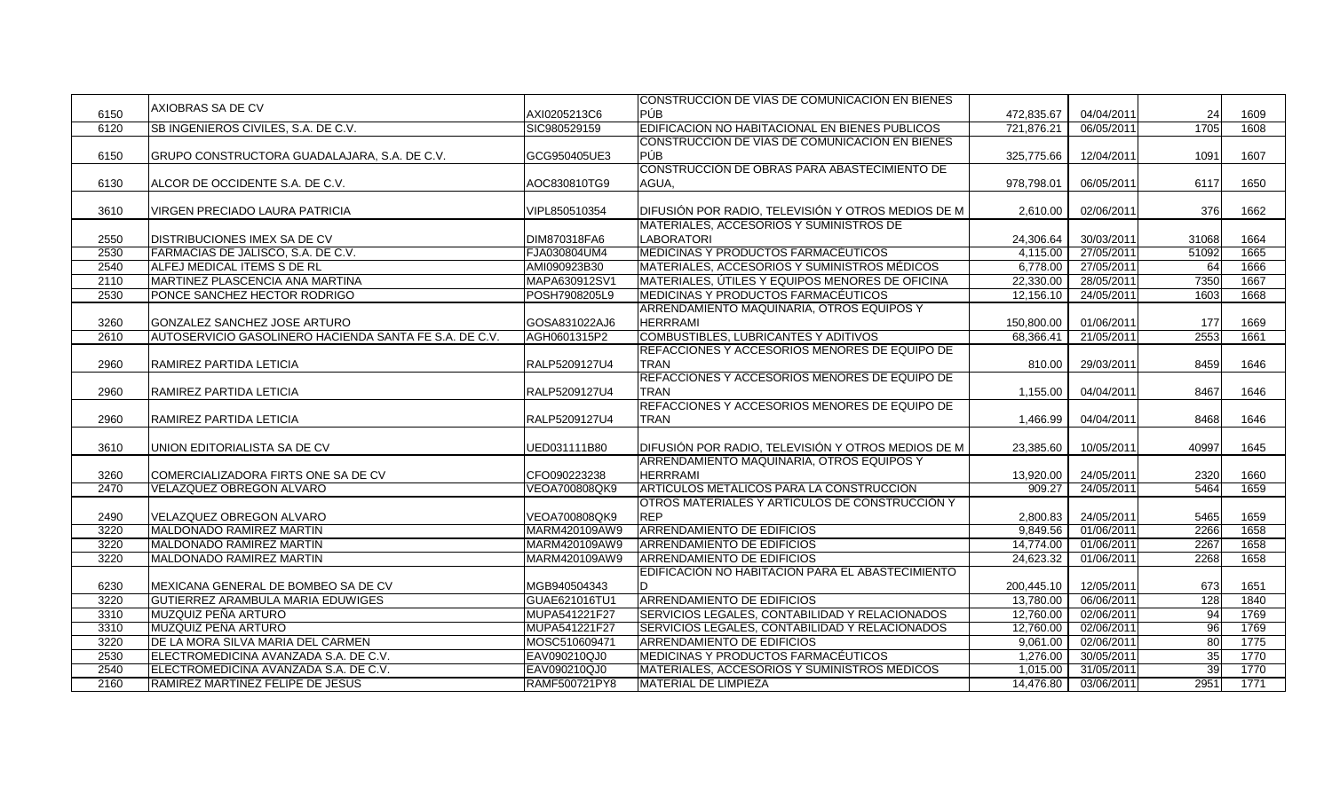|  |  |  |  |  |  |  |  |
|---|---|---|---|---|---|---|---|
| 6150 | AXIOBRAS SA DE CV | AXI0205213C6 | CONSTRUCCION DE VIAS DE COMUNICACIÓN EN BIENES PÚB | 472,835.67 | 04/04/2011 | 24 | 1609 |
| 6120 | SB INGENIEROS CIVILES, S.A. DE C.V. | SIC980529159 | EDIFICACION NO HABITACIONAL EN BIENES PUBLICOS | 721,876.21 | 06/05/2011 | 1705 | 1608 |
| 6150 | GRUPO CONSTRUCTORA GUADALAJARA, S.A. DE C.V. | GCG950405UE3 | CONSTRUCCION DE VIAS DE COMUNICACIÓN EN BIENES PÚB | 325,775.66 | 12/04/2011 | 1091 | 1607 |
| 6130 | ALCOR DE OCCIDENTE S.A. DE C.V. | AOC830810TG9 | CONSTRUCCIÓN DE OBRAS PARA ABASTECIMIENTO DE AGUA, | 978,798.01 | 06/05/2011 | 6117 | 1650 |
| 3610 | VIRGEN PRECIADO LAURA PATRICIA | VIPL850510354 | DIFUSIÓN POR RADIO, TELEVISIÓN Y OTROS MEDIOS DE M | 2,610.00 | 02/06/2011 | 376 | 1662 |
| 2550 | DISTRIBUCIONES IMEX SA DE CV | DIM870318FA6 | MATERIALES, ACCESORIOS Y SUMINISTROS DE LABORATORI | 24,306.64 | 30/03/2011 | 31068 | 1664 |
| 2530 | FARMACIAS DE JALISCO, S.A. DE C.V. | FJA030804UM4 | MEDICINAS Y PRODUCTOS FARMACÉUTICOS | 4,115.00 | 27/05/2011 | 51092 | 1665 |
| 2540 | ALFEJ MEDICAL ITEMS S DE RL | AMI090923B30 | MATERIALES, ACCESORIOS Y SUMINISTROS MÉDICOS | 6,778.00 | 27/05/2011 | 64 | 1666 |
| 2110 | MARTINEZ PLASCENCIA ANA MARTINA | MAPA630912SV1 | MATERIALES, ÚTILES Y EQUIPOS MENORES DE OFICINA | 22,330.00 | 28/05/2011 | 7350 | 1667 |
| 2530 | PONCE SANCHEZ HECTOR RODRIGO | POSH7908205L9 | MEDICINAS Y PRODUCTOS FARMACÉUTICOS | 12,156.10 | 24/05/2011 | 1603 | 1668 |
| 3260 | GONZALEZ SANCHEZ JOSE ARTURO | GOSA831022AJ6 | ARRENDAMIENTO MAQUINARIA, OTROS EQUIPOS Y HERRRAMI | 150,800.00 | 01/06/2011 | 177 | 1669 |
| 2610 | AUTOSERVICIO GASOLINERO HACIENDA SANTA FE S.A. DE C.V. | AGH0601315P2 | COMBUSTIBLES, LUBRICANTES Y ADITIVOS | 68,366.41 | 21/05/2011 | 2553 | 1661 |
| 2960 | RAMIREZ PARTIDA LETICIA | RALP5209127U4 | REFACCIONES Y ACCESORIOS MENORES DE EQUIPO DE TRAN | 810.00 | 29/03/2011 | 8459 | 1646 |
| 2960 | RAMIREZ PARTIDA LETICIA | RALP5209127U4 | REFACCIONES Y ACCESORIOS MENORES DE EQUIPO DE TRAN | 1,155.00 | 04/04/2011 | 8467 | 1646 |
| 2960 | RAMIREZ PARTIDA LETICIA | RALP5209127U4 | REFACCIONES Y ACCESORIOS MENORES DE EQUIPO DE TRAN | 1,466.99 | 04/04/2011 | 8468 | 1646 |
| 3610 | UNION EDITORIALISTA SA DE CV | UED031111B80 | DIFUSIÓN POR RADIO, TELEVISIÓN Y OTROS MEDIOS DE M | 23,385.60 | 10/05/2011 | 40997 | 1645 |
| 3260 | COMERCIALIZADORA FIRTS ONE SA DE CV | CFO090223238 | ARRENDAMIENTO MAQUINARIA, OTROS EQUIPOS Y HERRRAMI | 13,920.00 | 24/05/2011 | 2320 | 1660 |
| 2470 | VELAZQUEZ OBREGON ALVARO | VEOA700808QK9 | ARTÍCULOS METÁLICOS PARA LA CONSTRUCCIÓN | 909.27 | 24/05/2011 | 5464 | 1659 |
| 2490 | VELAZQUEZ OBREGON ALVARO | VEOA700808QK9 | OTROS MATERIALES Y ARTÍCULOS DE CONSTRUCCIÓN Y REP | 2,800.83 | 24/05/2011 | 5465 | 1659 |
| 3220 | MALDONADO RAMIREZ MARTIN | MARM420109AW9 | ARRENDAMIENTO DE EDIFICIOS | 9,849.56 | 01/06/2011 | 2266 | 1658 |
| 3220 | MALDONADO RAMIREZ MARTIN | MARM420109AW9 | ARRENDAMIENTO DE EDIFICIOS | 14,774.00 | 01/06/2011 | 2267 | 1658 |
| 3220 | MALDONADO RAMIREZ MARTIN | MARM420109AW9 | ARRENDAMIENTO DE EDIFICIOS | 24,623.32 | 01/06/2011 | 2268 | 1658 |
| 6230 | MEXICANA GENERAL DE BOMBEO SA DE CV | MGB940504343 | EDIFICACION NO HABITACION PARA EL ABASTECIMIENTO D | 200,445.10 | 12/05/2011 | 673 | 1651 |
| 3220 | GUTIERREZ ARAMBULA MARIA EDUWIGES | GUAE621016TU1 | ARRENDAMIENTO DE EDIFICIOS | 13,780.00 | 06/06/2011 | 128 | 1840 |
| 3310 | MUZQUIZ PEÑA ARTURO | MUPA541221F27 | SERVICIOS LEGALES, CONTABILIDAD Y RELACIONADOS | 12,760.00 | 02/06/2011 | 94 | 1769 |
| 3310 | MUZQUIZ PEÑA ARTURO | MUPA541221F27 | SERVICIOS LEGALES, CONTABILIDAD Y RELACIONADOS | 12,760.00 | 02/06/2011 | 96 | 1769 |
| 3220 | DE LA MORA SILVA MARIA DEL CARMEN | MOSC510609471 | ARRENDAMIENTO DE EDIFICIOS | 9,061.00 | 02/06/2011 | 80 | 1775 |
| 2530 | ELECTROMEDICINA AVANZADA S.A. DE C.V. | EAV090210QJ0 | MEDICINAS Y PRODUCTOS FARMACÉUTICOS | 1,276.00 | 30/05/2011 | 35 | 1770 |
| 2540 | ELECTROMEDICINA AVANZADA S.A. DE C.V. | EAV090210QJ0 | MATERIALES, ACCESORIOS Y SUMINISTROS MÉDICOS | 1,015.00 | 31/05/2011 | 39 | 1770 |
| 2160 | RAMIREZ MARTINEZ FELIPE DE JESUS | RAMF500721PY8 | MATERIAL DE LIMPIEZA | 14,476.80 | 03/06/2011 | 2951 | 1771 |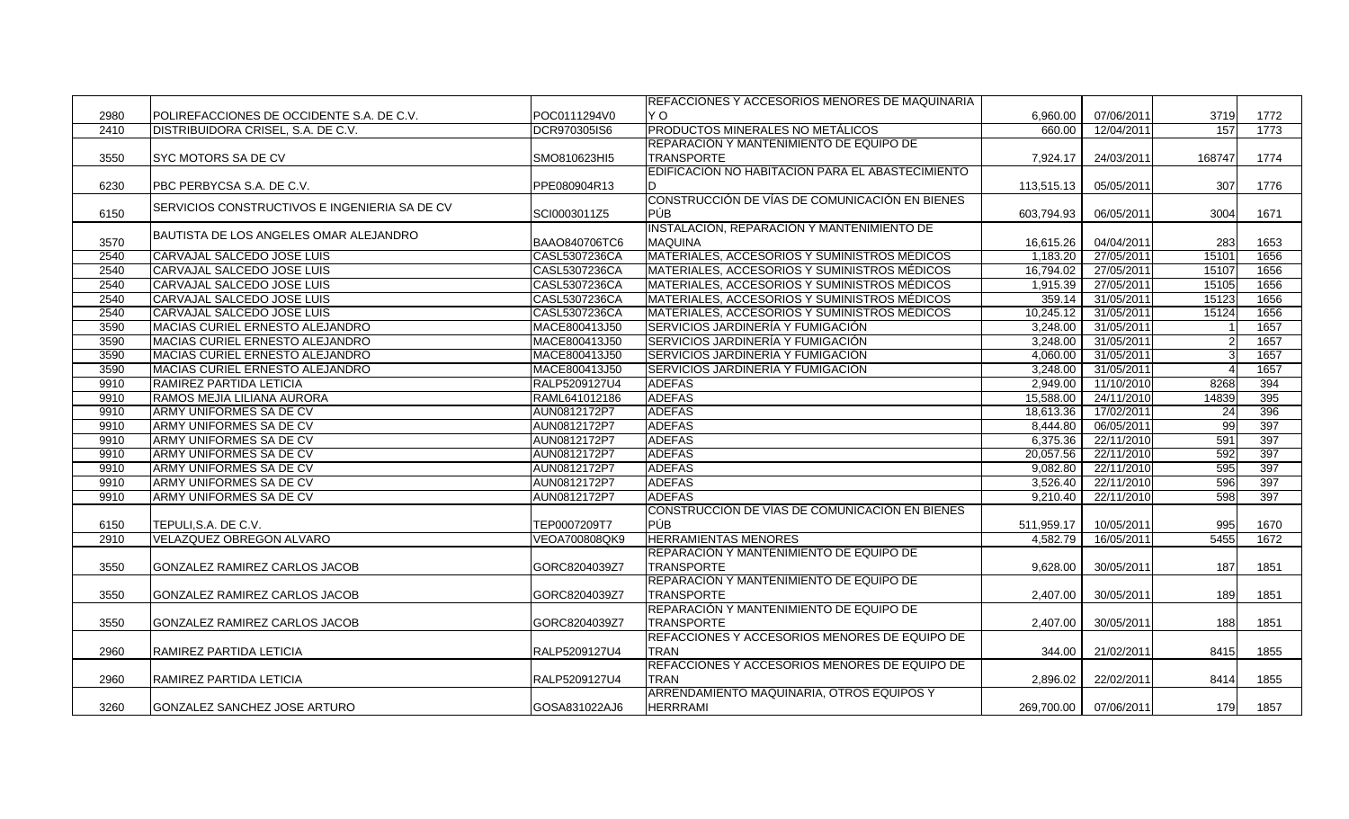| | | | | | | | |
|---|---|---|---|---|---|---|---|
| 2980 | POLIREFACCIONES DE OCCIDENTE S.A. DE C.V. | POC0111294V0 | REFACCIONES Y ACCESORIOS MENORES DE MAQUINARIA Y O | 6,960.00 | 07/06/2011 | 3719 | 1772 |
| 2410 | DISTRIBUIDORA CRISEL, S.A. DE C.V. | DCR970305IS6 | PRODUCTOS MINERALES NO METÁLICOS | 660.00 | 12/04/2011 | 157 | 1773 |
| 3550 | SYC MOTORS SA DE CV | SMO810623HI5 | REPARACIÓN Y MANTENIMIENTO DE EQUIPO DE TRANSPORTE | 7,924.17 | 24/03/2011 | 168747 | 1774 |
| 6230 | PBC PERBYCSA S.A. DE C.V. | PPE080904R13 | EDIFICACIÓN NO HABITACIÓN PARA EL ABASTECIMIENTO D | 113,515.13 | 05/05/2011 | 307 | 1776 |
| 6150 | SERVICIOS CONSTRUCTIVOS E INGENIERIA SA DE CV | SCI0003011Z5 | CONSTRUCCIÓN DE VÍAS DE COMUNICACIÓN EN BIENES PÚB | 603,794.93 | 06/05/2011 | 3004 | 1671 |
| 3570 | BAUTISTA DE LOS ANGELES OMAR ALEJANDRO | BAAO840706TC6 | INSTALACIÓN, REPARACIÓN Y MANTENIMIENTO DE MAQUINA | 16,615.26 | 04/04/2011 | 283 | 1653 |
| 2540 | CARVAJAL SALCEDO JOSE LUIS | CASL5307236CA | MATERIALES, ACCESORIOS Y SUMINISTROS MÉDICOS | 1,183.20 | 27/05/2011 | 15101 | 1656 |
| 2540 | CARVAJAL SALCEDO JOSE LUIS | CASL5307236CA | MATERIALES, ACCESORIOS Y SUMINISTROS MÉDICOS | 16,794.02 | 27/05/2011 | 15107 | 1656 |
| 2540 | CARVAJAL SALCEDO JOSE LUIS | CASL5307236CA | MATERIALES, ACCESORIOS Y SUMINISTROS MÉDICOS | 1,915.39 | 27/05/2011 | 15105 | 1656 |
| 2540 | CARVAJAL SALCEDO JOSE LUIS | CASL5307236CA | MATERIALES, ACCESORIOS Y SUMINISTROS MÉDICOS | 359.14 | 31/05/2011 | 15123 | 1656 |
| 2540 | CARVAJAL SALCEDO JOSE LUIS | CASL5307236CA | MATERIALES, ACCESORIOS Y SUMINISTROS MÉDICOS | 10,245.12 | 31/05/2011 | 15124 | 1656 |
| 3590 | MACIAS CURIEL ERNESTO ALEJANDRO | MACE800413J50 | SERVICIOS JARDINERÍA Y FUMIGACIÓN | 3,248.00 | 31/05/2011 | 1 | 1657 |
| 3590 | MACIAS CURIEL ERNESTO ALEJANDRO | MACE800413J50 | SERVICIOS JARDINERÍA Y FUMIGACIÓN | 3,248.00 | 31/05/2011 | 2 | 1657 |
| 3590 | MACIAS CURIEL ERNESTO ALEJANDRO | MACE800413J50 | SERVICIOS JARDINERÍA Y FUMIGACIÓN | 4,060.00 | 31/05/2011 | 3 | 1657 |
| 3590 | MACIAS CURIEL ERNESTO ALEJANDRO | MACE800413J50 | SERVICIOS JARDINERÍA Y FUMIGACIÓN | 3,248.00 | 31/05/2011 | 4 | 1657 |
| 9910 | RAMIREZ PARTIDA LETICIA | RALP5209127U4 | ADEFAS | 2,949.00 | 11/10/2010 | 8268 | 394 |
| 9910 | RAMOS MEJIA LILIANA AURORA | RAML641012186 | ADEFAS | 15,588.00 | 24/11/2010 | 14839 | 395 |
| 9910 | ARMY UNIFORMES SA DE CV | AUN0812172P7 | ADEFAS | 18,613.36 | 17/02/2011 | 24 | 396 |
| 9910 | ARMY UNIFORMES SA DE CV | AUN0812172P7 | ADEFAS | 8,444.80 | 06/05/2011 | 99 | 397 |
| 9910 | ARMY UNIFORMES SA DE CV | AUN0812172P7 | ADEFAS | 6,375.36 | 22/11/2010 | 591 | 397 |
| 9910 | ARMY UNIFORMES SA DE CV | AUN0812172P7 | ADEFAS | 20,057.56 | 22/11/2010 | 592 | 397 |
| 9910 | ARMY UNIFORMES SA DE CV | AUN0812172P7 | ADEFAS | 9,082.80 | 22/11/2010 | 595 | 397 |
| 9910 | ARMY UNIFORMES SA DE CV | AUN0812172P7 | ADEFAS | 3,526.40 | 22/11/2010 | 596 | 397 |
| 9910 | ARMY UNIFORMES SA DE CV | AUN0812172P7 | ADEFAS | 9,210.40 | 22/11/2010 | 598 | 397 |
| 6150 | TEPULI,S.A. DE C.V. | TEP0007209T7 | CONSTRUCCIÓN DE VÍAS DE COMUNICACIÓN EN BIENES PÚB | 511,959.17 | 10/05/2011 | 995 | 1670 |
| 2910 | VELAZQUEZ OBREGON ALVARO | VEOA700808QK9 | HERRAMIENTAS MENORES | 4,582.79 | 16/05/2011 | 5455 | 1672 |
| 3550 | GONZALEZ RAMIREZ CARLOS JACOB | GORC8204039Z7 | REPARACIÓN Y MANTENIMIENTO DE EQUIPO DE TRANSPORTE | 9,628.00 | 30/05/2011 | 187 | 1851 |
| 3550 | GONZALEZ RAMIREZ CARLOS JACOB | GORC8204039Z7 | REPARACIÓN Y MANTENIMIENTO DE EQUIPO DE TRANSPORTE | 2,407.00 | 30/05/2011 | 189 | 1851 |
| 3550 | GONZALEZ RAMIREZ CARLOS JACOB | GORC8204039Z7 | REPARACIÓN Y MANTENIMIENTO DE EQUIPO DE TRANSPORTE | 2,407.00 | 30/05/2011 | 188 | 1851 |
| 2960 | RAMIREZ PARTIDA LETICIA | RALP5209127U4 | REFACCIONES Y ACCESORIOS MENORES DE EQUIPO DE TRAN | 344.00 | 21/02/2011 | 8415 | 1855 |
| 2960 | RAMIREZ PARTIDA LETICIA | RALP5209127U4 | REFACCIONES Y ACCESORIOS MENORES DE EQUIPO DE TRAN | 2,896.02 | 22/02/2011 | 8414 | 1855 |
| 3260 | GONZALEZ SANCHEZ JOSE ARTURO | GOSA831022AJ6 | ARRENDAMIENTO MAQUINARIA, OTROS EQUIPOS Y HERRRAMI | 269,700.00 | 07/06/2011 | 179 | 1857 |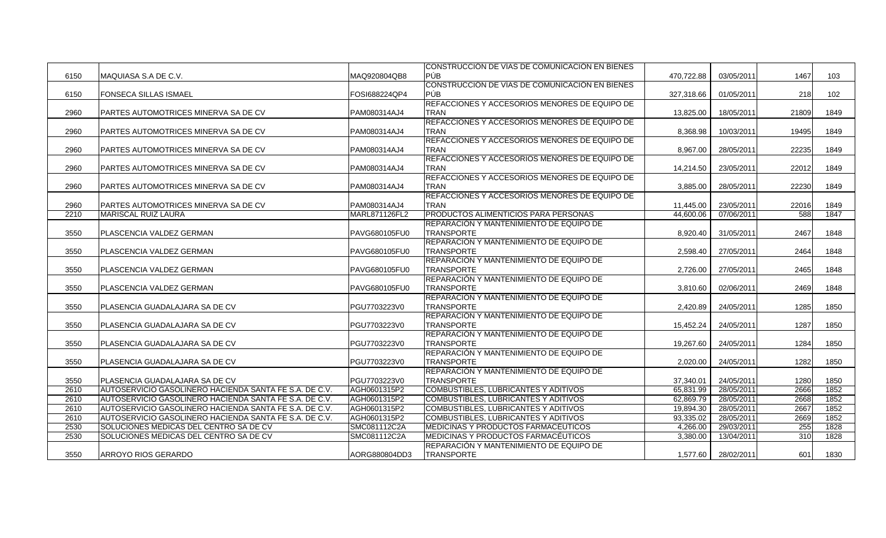| | | | | | | | |
|---|---|---|---|---|---|---|---|
| 6150 | MAQUIASA S.A DE C.V. | MAQ920804QB8 | CONSTRUCCIÓN DE VÍAS DE COMUNICACIÓN EN BIENES PÚB | 470,722.88 | 03/05/2011 | 1467 | 103 |
| 6150 | FONSECA SILLAS ISMAEL | FOSI688224QP4 | CONSTRUCCIÓN DE VÍAS DE COMUNICACIÓN EN BIENES PÚB | 327,318.66 | 01/05/2011 | 218 | 102 |
| 2960 | PARTES AUTOMOTRICES MINERVA SA DE CV | PAM080314AJ4 | REFACCIONES Y ACCESORIOS MENORES DE EQUIPO DE TRAN | 13,825.00 | 18/05/2011 | 21809 | 1849 |
| 2960 | PARTES AUTOMOTRICES MINERVA SA DE CV | PAM080314AJ4 | REFACCIONES Y ACCESORIOS MENORES DE EQUIPO DE TRAN | 8,368.98 | 10/03/2011 | 19495 | 1849 |
| 2960 | PARTES AUTOMOTRICES MINERVA SA DE CV | PAM080314AJ4 | REFACCIONES Y ACCESORIOS MENORES DE EQUIPO DE TRAN | 8,967.00 | 28/05/2011 | 22235 | 1849 |
| 2960 | PARTES AUTOMOTRICES MINERVA SA DE CV | PAM080314AJ4 | REFACCIONES Y ACCESORIOS MENORES DE EQUIPO DE TRAN | 14,214.50 | 23/05/2011 | 22012 | 1849 |
| 2960 | PARTES AUTOMOTRICES MINERVA SA DE CV | PAM080314AJ4 | REFACCIONES Y ACCESORIOS MENORES DE EQUIPO DE TRAN | 3,885.00 | 28/05/2011 | 22230 | 1849 |
| 2960 | PARTES AUTOMOTRICES MINERVA SA DE CV | PAM080314AJ4 | REFACCIONES Y ACCESORIOS MENORES DE EQUIPO DE TRAN | 11,445.00 | 23/05/2011 | 22016 | 1849 |
| 2210 | MARISCAL RUIZ LAURA | MARL871126FL2 | PRODUCTOS ALIMENTICIOS PARA PERSONAS | 44,600.06 | 07/06/2011 | 588 | 1847 |
| 3550 | PLASCENCIA VALDEZ GERMAN | PAVG680105FU0 | REPARACIÓN Y MANTENIMIENTO DE EQUIPO DE TRANSPORTE | 8,920.40 | 31/05/2011 | 2467 | 1848 |
| 3550 | PLASCENCIA VALDEZ GERMAN | PAVG680105FU0 | REPARACIÓN Y MANTENIMIENTO DE EQUIPO DE TRANSPORTE | 2,598.40 | 27/05/2011 | 2464 | 1848 |
| 3550 | PLASCENCIA VALDEZ GERMAN | PAVG680105FU0 | REPARACIÓN Y MANTENIMIENTO DE EQUIPO DE TRANSPORTE | 2,726.00 | 27/05/2011 | 2465 | 1848 |
| 3550 | PLASCENCIA VALDEZ GERMAN | PAVG680105FU0 | REPARACIÓN Y MANTENIMIENTO DE EQUIPO DE TRANSPORTE | 3,810.60 | 02/06/2011 | 2469 | 1848 |
| 3550 | PLASENCIA GUADALAJARA SA DE CV | PGU7703223V0 | REPARACIÓN Y MANTENIMIENTO DE EQUIPO DE TRANSPORTE | 2,420.89 | 24/05/2011 | 1285 | 1850 |
| 3550 | PLASENCIA GUADALAJARA SA DE CV | PGU7703223V0 | REPARACIÓN Y MANTENIMIENTO DE EQUIPO DE TRANSPORTE | 15,452.24 | 24/05/2011 | 1287 | 1850 |
| 3550 | PLASENCIA GUADALAJARA SA DE CV | PGU7703223V0 | REPARACIÓN Y MANTENIMIENTO DE EQUIPO DE TRANSPORTE | 19,267.60 | 24/05/2011 | 1284 | 1850 |
| 3550 | PLASENCIA GUADALAJARA SA DE CV | PGU7703223V0 | REPARACIÓN Y MANTENIMIENTO DE EQUIPO DE TRANSPORTE | 2,020.00 | 24/05/2011 | 1282 | 1850 |
| 3550 | PLASENCIA GUADALAJARA SA DE CV | PGU7703223V0 | REPARACIÓN Y MANTENIMIENTO DE EQUIPO DE TRANSPORTE | 37,340.01 | 24/05/2011 | 1280 | 1850 |
| 2610 | AUTOSERVICIO GASOLINERO HACIENDA SANTA FE S.A. DE C.V. | AGH0601315P2 | COMBUSTIBLES, LUBRICANTES Y ADITIVOS | 65,831.99 | 28/05/2011 | 2666 | 1852 |
| 2610 | AUTOSERVICIO GASOLINERO HACIENDA SANTA FE S.A. DE C.V. | AGH0601315P2 | COMBUSTIBLES, LUBRICANTES Y ADITIVOS | 62,869.79 | 28/05/2011 | 2668 | 1852 |
| 2610 | AUTOSERVICIO GASOLINERO HACIENDA SANTA FE S.A. DE C.V. | AGH0601315P2 | COMBUSTIBLES, LUBRICANTES Y ADITIVOS | 19,894.30 | 28/05/2011 | 2667 | 1852 |
| 2610 | AUTOSERVICIO GASOLINERO HACIENDA SANTA FE S.A. DE C.V. | AGH0601315P2 | COMBUSTIBLES, LUBRICANTES Y ADITIVOS | 93,335.02 | 28/05/2011 | 2669 | 1852 |
| 2530 | SOLUCIONES MEDICAS DEL CENTRO SA DE CV | SMC081112C2A | MEDICINAS Y PRODUCTOS FARMACÉUTICOS | 4,266.00 | 29/03/2011 | 255 | 1828 |
| 2530 | SOLUCIONES MEDICAS DEL CENTRO SA DE CV | SMC081112C2A | MEDICINAS Y PRODUCTOS FARMACÉUTICOS | 3,380.00 | 13/04/2011 | 310 | 1828 |
| 3550 | ARROYO RIOS GERARDO | AORG880804DD3 | REPARACIÓN Y MANTENIMIENTO DE EQUIPO DE TRANSPORTE | 1,577.60 | 28/02/2011 | 601 | 1830 |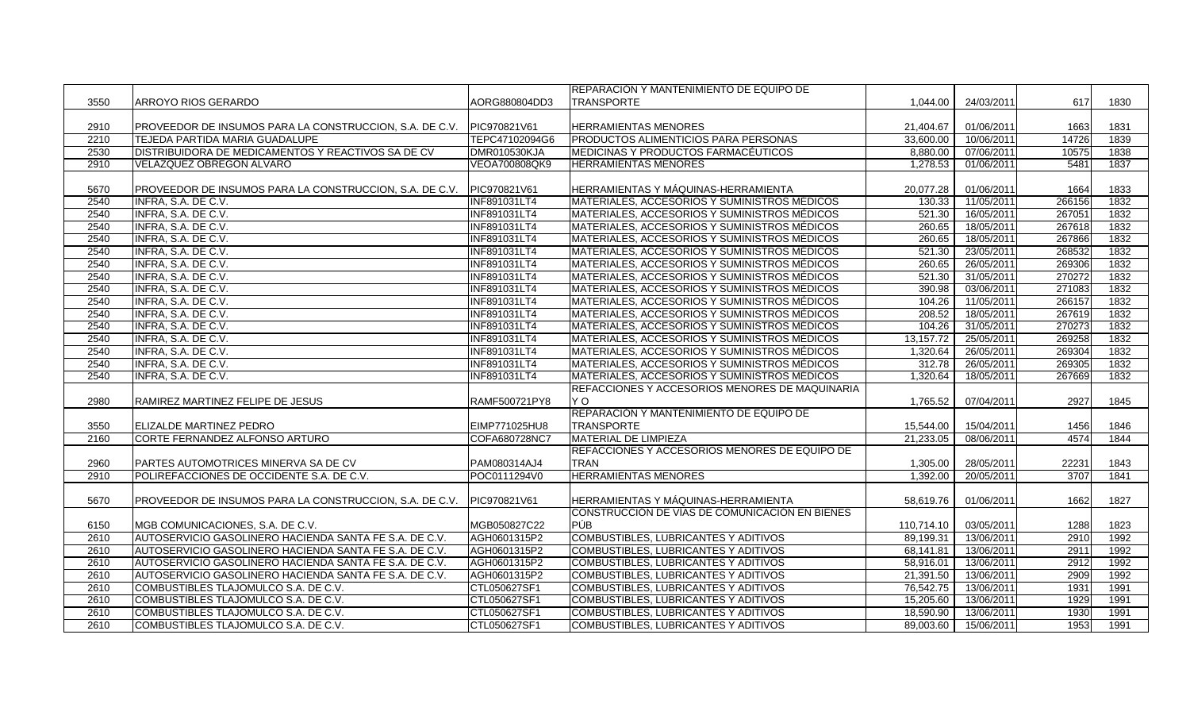| | | | | | | | |
|---|---|---|---|---|---|---|---|
| 3550 | ARROYO RIOS GERARDO | AORG880804DD3 | REPARACIÓN Y MANTENIMIENTO DE EQUIPO DE TRANSPORTE | 1,044.00 | 24/03/2011 | 617 | 1830 |
| 2910 | PROVEEDOR DE INSUMOS PARA LA CONSTRUCCION, S.A. DE C.V. | PIC970821V61 | HERRAMIENTAS MENORES | 21,404.67 | 01/06/2011 | 1663 | 1831 |
| 2210 | TEJEDA PARTIDA MARIA GUADALUPE | TEPC47102094G6 | PRODUCTOS ALIMENTICIOS PARA PERSONAS | 33,600.00 | 10/06/2011 | 14726 | 1839 |
| 2530 | DISTRIBUIDORA DE MEDICAMENTOS Y REACTIVOS SA DE CV | DMR010530KJA | MEDICINAS Y PRODUCTOS FARMACÉUTICOS | 8,880.00 | 07/06/2011 | 10575 | 1838 |
| 2910 | VELAZQUEZ OBREGON ALVARO | VEOA700808QK9 | HERRAMIENTAS MENORES | 1,278.53 | 01/06/2011 | 5481 | 1837 |
| 5670 | PROVEEDOR DE INSUMOS PARA LA CONSTRUCCION, S.A. DE C.V. | PIC970821V61 | HERRAMIENTAS Y MÁQUINAS-HERRAMIENTA | 20,077.28 | 01/06/2011 | 1664 | 1833 |
| 2540 | INFRA, S.A. DE C.V. | INF891031LT4 | MATERIALES, ACCESORIOS Y SUMINISTROS MÉDICOS | 130.33 | 11/05/2011 | 266156 | 1832 |
| 2540 | INFRA, S.A. DE C.V. | INF891031LT4 | MATERIALES, ACCESORIOS Y SUMINISTROS MÉDICOS | 521.30 | 16/05/2011 | 267051 | 1832 |
| 2540 | INFRA, S.A. DE C.V. | INF891031LT4 | MATERIALES, ACCESORIOS Y SUMINISTROS MÉDICOS | 260.65 | 18/05/2011 | 267618 | 1832 |
| 2540 | INFRA, S.A. DE C.V. | INF891031LT4 | MATERIALES, ACCESORIOS Y SUMINISTROS MÉDICOS | 260.65 | 18/05/2011 | 267866 | 1832 |
| 2540 | INFRA, S.A. DE C.V. | INF891031LT4 | MATERIALES, ACCESORIOS Y SUMINISTROS MÉDICOS | 521.30 | 23/05/2011 | 268532 | 1832 |
| 2540 | INFRA, S.A. DE C.V. | INF891031LT4 | MATERIALES, ACCESORIOS Y SUMINISTROS MÉDICOS | 260.65 | 26/05/2011 | 269306 | 1832 |
| 2540 | INFRA, S.A. DE C.V. | INF891031LT4 | MATERIALES, ACCESORIOS Y SUMINISTROS MÉDICOS | 521.30 | 31/05/2011 | 270272 | 1832 |
| 2540 | INFRA, S.A. DE C.V. | INF891031LT4 | MATERIALES, ACCESORIOS Y SUMINISTROS MÉDICOS | 390.98 | 03/06/2011 | 271083 | 1832 |
| 2540 | INFRA, S.A. DE C.V. | INF891031LT4 | MATERIALES, ACCESORIOS Y SUMINISTROS MÉDICOS | 104.26 | 11/05/2011 | 266157 | 1832 |
| 2540 | INFRA, S.A. DE C.V. | INF891031LT4 | MATERIALES, ACCESORIOS Y SUMINISTROS MÉDICOS | 208.52 | 18/05/2011 | 267619 | 1832 |
| 2540 | INFRA, S.A. DE C.V. | INF891031LT4 | MATERIALES, ACCESORIOS Y SUMINISTROS MÉDICOS | 104.26 | 31/05/2011 | 270273 | 1832 |
| 2540 | INFRA, S.A. DE C.V. | INF891031LT4 | MATERIALES, ACCESORIOS Y SUMINISTROS MÉDICOS | 13,157.72 | 25/05/2011 | 269258 | 1832 |
| 2540 | INFRA, S.A. DE C.V. | INF891031LT4 | MATERIALES, ACCESORIOS Y SUMINISTROS MÉDICOS | 1,320.64 | 26/05/2011 | 269304 | 1832 |
| 2540 | INFRA, S.A. DE C.V. | INF891031LT4 | MATERIALES, ACCESORIOS Y SUMINISTROS MÉDICOS | 312.78 | 26/05/2011 | 269305 | 1832 |
| 2540 | INFRA, S.A. DE C.V. | INF891031LT4 | MATERIALES, ACCESORIOS Y SUMINISTROS MÉDICOS | 1,320.64 | 18/05/2011 | 267669 | 1832 |
| 2980 | RAMIREZ MARTINEZ FELIPE DE JESUS | RAMF500721PY8 | REFACCIONES Y ACCESORIOS MENORES DE MAQUINARIA Y O | 1,765.52 | 07/04/2011 | 2927 | 1845 |
| 3550 | ELIZALDE MARTINEZ PEDRO | EIMP771025HU8 | REPARACIÓN Y MANTENIMIENTO DE EQUIPO DE TRANSPORTE | 15,544.00 | 15/04/2011 | 1456 | 1846 |
| 2160 | CORTE FERNANDEZ ALFONSO ARTURO | COFA680728NC7 | MATERIAL DE LIMPIEZA | 21,233.05 | 08/06/2011 | 4574 | 1844 |
| 2960 | PARTES AUTOMOTRICES MINERVA SA DE CV | PAM080314AJ4 | REFACCIONES Y ACCESORIOS MENORES DE EQUIPO DE TRAN | 1,305.00 | 28/05/2011 | 22231 | 1843 |
| 2910 | POLIREFACCIONES DE OCCIDENTE S.A. DE C.V. | POC0111294V0 | HERRAMIENTAS MENORES | 1,392.00 | 20/05/2011 | 3707 | 1841 |
| 5670 | PROVEEDOR DE INSUMOS PARA LA CONSTRUCCION, S.A. DE C.V. | PIC970821V61 | HERRAMIENTAS Y MÁQUINAS-HERRAMIENTA | 58,619.76 | 01/06/2011 | 1662 | 1827 |
| 6150 | MGB COMUNICACIONES, S.A. DE C.V. | MGB050827C22 | CONSTRUCCIÓN DE VÍAS DE COMUNICACIÓN EN BIENES PÚB | 110,714.10 | 03/05/2011 | 1288 | 1823 |
| 2610 | AUTOSERVICIO GASOLINERO HACIENDA SANTA FE S.A. DE C.V. | AGH0601315P2 | COMBUSTIBLES, LUBRICANTES Y ADITIVOS | 89,199.31 | 13/06/2011 | 2910 | 1992 |
| 2610 | AUTOSERVICIO GASOLINERO HACIENDA SANTA FE S.A. DE C.V. | AGH0601315P2 | COMBUSTIBLES, LUBRICANTES Y ADITIVOS | 68,141.81 | 13/06/2011 | 2911 | 1992 |
| 2610 | AUTOSERVICIO GASOLINERO HACIENDA SANTA FE S.A. DE C.V. | AGH0601315P2 | COMBUSTIBLES, LUBRICANTES Y ADITIVOS | 58,916.01 | 13/06/2011 | 2912 | 1992 |
| 2610 | AUTOSERVICIO GASOLINERO HACIENDA SANTA FE S.A. DE C.V. | AGH0601315P2 | COMBUSTIBLES, LUBRICANTES Y ADITIVOS | 21,391.50 | 13/06/2011 | 2909 | 1992 |
| 2610 | COMBUSTIBLES TLAJOMULCO S.A. DE C.V. | CTL050627SF1 | COMBUSTIBLES, LUBRICANTES Y ADITIVOS | 76,542.75 | 13/06/2011 | 1931 | 1991 |
| 2610 | COMBUSTIBLES TLAJOMULCO S.A. DE C.V. | CTL050627SF1 | COMBUSTIBLES, LUBRICANTES Y ADITIVOS | 15,205.60 | 13/06/2011 | 1929 | 1991 |
| 2610 | COMBUSTIBLES TLAJOMULCO S.A. DE C.V. | CTL050627SF1 | COMBUSTIBLES, LUBRICANTES Y ADITIVOS | 18,590.90 | 13/06/2011 | 1930 | 1991 |
| 2610 | COMBUSTIBLES TLAJOMULCO S.A. DE C.V. | CTL050627SF1 | COMBUSTIBLES, LUBRICANTES Y ADITIVOS | 89,003.60 | 15/06/2011 | 1953 | 1991 |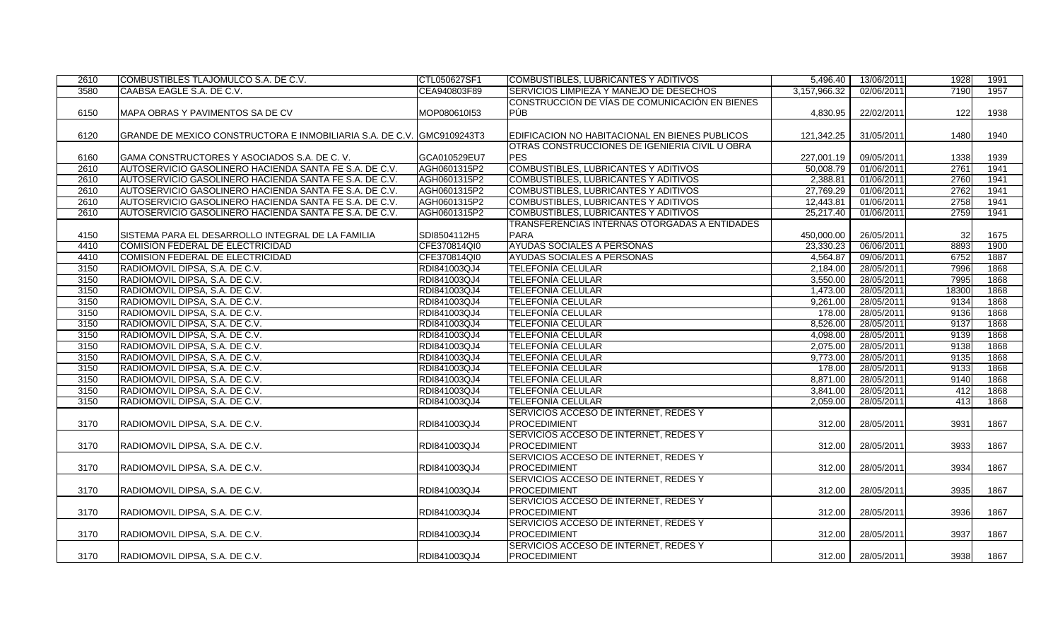| | | | | | | | |
|---|---|---|---|---|---|---|---|
| 2610 | COMBUSTIBLES TLAJOMULCO S.A. DE C.V. | CTL050627SF1 | COMBUSTIBLES, LUBRICANTES Y ADITIVOS | 5,496.40 | 13/06/2011 | 1928 | 1991 |
| 3580 | CAABSA EAGLE S.A. DE C.V. | CEA940803F89 | SERVICIOS LIMPIEZA Y MANEJO DE DESECHOS | 3,157,966.32 | 02/06/2011 | 7190 | 1957 |
| 6150 | MAPA OBRAS Y PAVIMENTOS SA DE CV | MOP080610I53 | CONSTRUCCIÓN DE VÍAS DE COMUNICACIÓN EN BIENES PÚB | 4,830.95 | 22/02/2011 | 122 | 1938 |
| 6120 | GRANDE DE MEXICO CONSTRUCTORA E INMOBILIARIA S.A. DE C.V. | GMC9109243T3 | EDIFICACION NO HABITACIONAL EN BIENES PUBLICOS | 121,342.25 | 31/05/2011 | 1480 | 1940 |
| 6160 | GAMA CONSTRUCTORES Y ASOCIADOS S.A. DE C. V. | GCA010529EU7 | OTRAS CONSTRUCCIONES DE IGENIERIA CIVIL U OBRA PES | 227,001.19 | 09/05/2011 | 1338 | 1939 |
| 2610 | AUTOSERVICIO GASOLINERO HACIENDA SANTA FE S.A. DE C.V. | AGH0601315P2 | COMBUSTIBLES, LUBRICANTES Y ADITIVOS | 50,008.79 | 01/06/2011 | 2761 | 1941 |
| 2610 | AUTOSERVICIO GASOLINERO HACIENDA SANTA FE S.A. DE C.V. | AGH0601315P2 | COMBUSTIBLES, LUBRICANTES Y ADITIVOS | 2,388.81 | 01/06/2011 | 2760 | 1941 |
| 2610 | AUTOSERVICIO GASOLINERO HACIENDA SANTA FE S.A. DE C.V. | AGH0601315P2 | COMBUSTIBLES, LUBRICANTES Y ADITIVOS | 27,769.29 | 01/06/2011 | 2762 | 1941 |
| 2610 | AUTOSERVICIO GASOLINERO HACIENDA SANTA FE S.A. DE C.V. | AGH0601315P2 | COMBUSTIBLES, LUBRICANTES Y ADITIVOS | 12,443.81 | 01/06/2011 | 2758 | 1941 |
| 2610 | AUTOSERVICIO GASOLINERO HACIENDA SANTA FE S.A. DE C.V. | AGH0601315P2 | COMBUSTIBLES, LUBRICANTES Y ADITIVOS | 25,217.40 | 01/06/2011 | 2759 | 1941 |
| 4150 | SISTEMA PARA EL DESARROLLO INTEGRAL DE LA FAMILIA | SDI8504112H5 | TRANSFERENCIAS INTERNAS OTORGADAS A ENTIDADES PARA | 450,000.00 | 26/05/2011 | 32 | 1675 |
| 4410 | COMISION FEDERAL DE ELECTRICIDAD | CFE370814QI0 | AYUDAS SOCIALES A PERSONAS | 23,330.23 | 06/06/2011 | 8893 | 1900 |
| 4410 | COMISION FEDERAL DE ELECTRICIDAD | CFE370814QI0 | AYUDAS SOCIALES A PERSONAS | 4,564.87 | 09/06/2011 | 6752 | 1887 |
| 3150 | RADIOMOVIL DIPSA, S.A. DE C.V. | RDI841003QJ4 | TELEFONÍA CELULAR | 2,184.00 | 28/05/2011 | 7996 | 1868 |
| 3150 | RADIOMOVIL DIPSA, S.A. DE C.V. | RDI841003QJ4 | TELEFONÍA CELULAR | 3,550.00 | 28/05/2011 | 7995 | 1868 |
| 3150 | RADIOMOVIL DIPSA, S.A. DE C.V. | RDI841003QJ4 | TELEFONÍA CELULAR | 1,473.00 | 28/05/2011 | 18300 | 1868 |
| 3150 | RADIOMOVIL DIPSA, S.A. DE C.V. | RDI841003QJ4 | TELEFONÍA CELULAR | 9,261.00 | 28/05/2011 | 9134 | 1868 |
| 3150 | RADIOMOVIL DIPSA, S.A. DE C.V. | RDI841003QJ4 | TELEFONÍA CELULAR | 178.00 | 28/05/2011 | 9136 | 1868 |
| 3150 | RADIOMOVIL DIPSA, S.A. DE C.V. | RDI841003QJ4 | TELEFONÍA CELULAR | 8,526.00 | 28/05/2011 | 9137 | 1868 |
| 3150 | RADIOMOVIL DIPSA, S.A. DE C.V. | RDI841003QJ4 | TELEFONÍA CELULAR | 4,098.00 | 28/05/2011 | 9139 | 1868 |
| 3150 | RADIOMOVIL DIPSA, S.A. DE C.V. | RDI841003QJ4 | TELEFONÍA CELULAR | 2,075.00 | 28/05/2011 | 9138 | 1868 |
| 3150 | RADIOMOVIL DIPSA, S.A. DE C.V. | RDI841003QJ4 | TELEFONÍA CELULAR | 9,773.00 | 28/05/2011 | 9135 | 1868 |
| 3150 | RADIOMOVIL DIPSA, S.A. DE C.V. | RDI841003QJ4 | TELEFONÍA CELULAR | 178.00 | 28/05/2011 | 9133 | 1868 |
| 3150 | RADIOMOVIL DIPSA, S.A. DE C.V. | RDI841003QJ4 | TELEFONÍA CELULAR | 8,871.00 | 28/05/2011 | 9140 | 1868 |
| 3150 | RADIOMOVIL DIPSA, S.A. DE C.V. | RDI841003QJ4 | TELEFONÍA CELULAR | 3,841.00 | 28/05/2011 | 412 | 1868 |
| 3150 | RADIOMOVIL DIPSA, S.A. DE C.V. | RDI841003QJ4 | TELEFONÍA CELULAR | 2,059.00 | 28/05/2011 | 413 | 1868 |
| 3170 | RADIOMOVIL DIPSA, S.A. DE C.V. | RDI841003QJ4 | SERVICIOS ACCESO DE INTERNET, REDES Y PROCEDIMIENT | 312.00 | 28/05/2011 | 3931 | 1867 |
| 3170 | RADIOMOVIL DIPSA, S.A. DE C.V. | RDI841003QJ4 | SERVICIOS ACCESO DE INTERNET, REDES Y PROCEDIMIENT | 312.00 | 28/05/2011 | 3933 | 1867 |
| 3170 | RADIOMOVIL DIPSA, S.A. DE C.V. | RDI841003QJ4 | SERVICIOS ACCESO DE INTERNET, REDES Y PROCEDIMIENT | 312.00 | 28/05/2011 | 3934 | 1867 |
| 3170 | RADIOMOVIL DIPSA, S.A. DE C.V. | RDI841003QJ4 | SERVICIOS ACCESO DE INTERNET, REDES Y PROCEDIMIENT | 312.00 | 28/05/2011 | 3935 | 1867 |
| 3170 | RADIOMOVIL DIPSA, S.A. DE C.V. | RDI841003QJ4 | SERVICIOS ACCESO DE INTERNET, REDES Y PROCEDIMIENT | 312.00 | 28/05/2011 | 3936 | 1867 |
| 3170 | RADIOMOVIL DIPSA, S.A. DE C.V. | RDI841003QJ4 | SERVICIOS ACCESO DE INTERNET, REDES Y PROCEDIMIENT | 312.00 | 28/05/2011 | 3937 | 1867 |
| 3170 | RADIOMOVIL DIPSA, S.A. DE C.V. | RDI841003QJ4 | SERVICIOS ACCESO DE INTERNET, REDES Y PROCEDIMIENT | 312.00 | 28/05/2011 | 3938 | 1867 |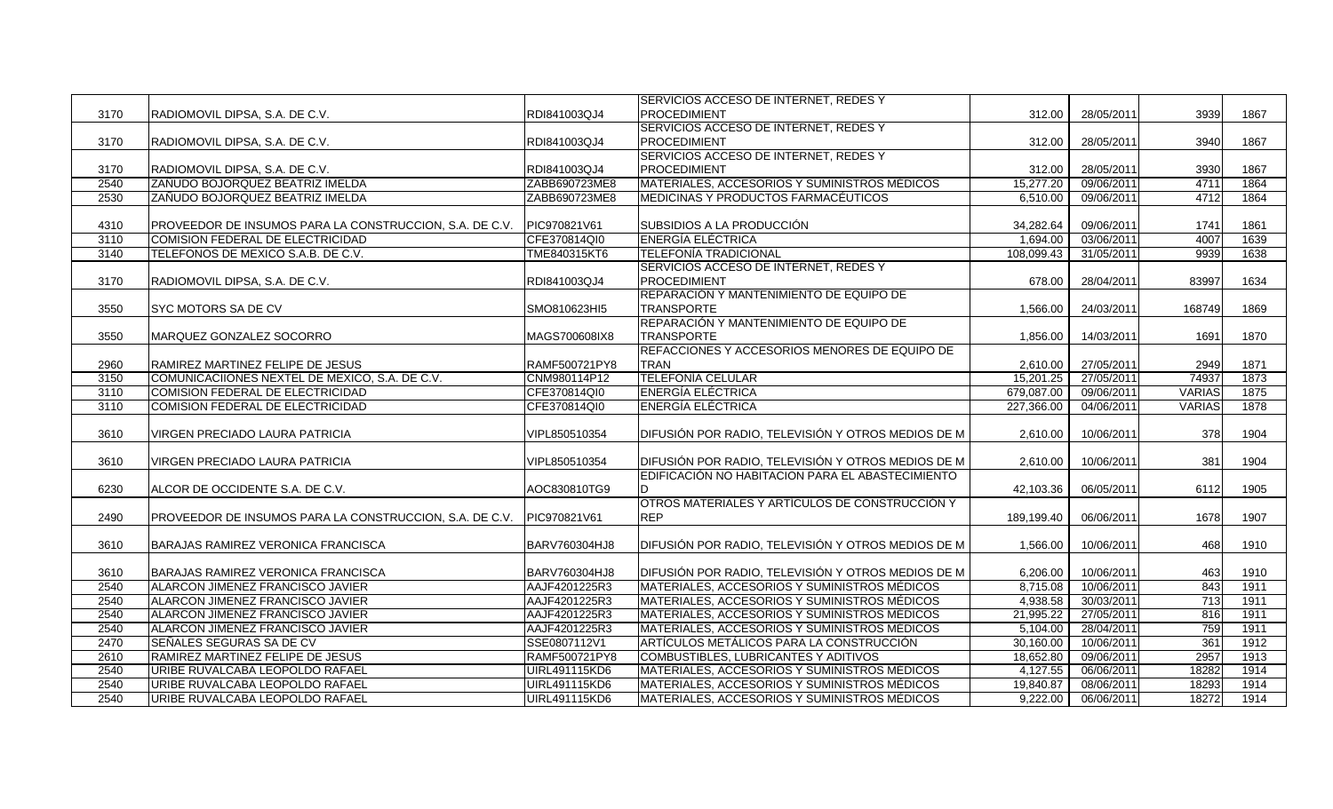| | | | | | | | |
|---|---|---|---|---|---|---|---|
| 3170 | RADIOMOVIL DIPSA, S.A. DE C.V. | RDI841003QJ4 | SERVICIOS ACCESO DE INTERNET, REDES Y PROCEDIMIENT | 312.00 | 28/05/2011 | 3939 | 1867 |
| 3170 | RADIOMOVIL DIPSA, S.A. DE C.V. | RDI841003QJ4 | SERVICIOS ACCESO DE INTERNET, REDES Y PROCEDIMIENT | 312.00 | 28/05/2011 | 3940 | 1867 |
| 3170 | RADIOMOVIL DIPSA, S.A. DE C.V. | RDI841003QJ4 | SERVICIOS ACCESO DE INTERNET, REDES Y PROCEDIMIENT | 312.00 | 28/05/2011 | 3930 | 1867 |
| 2540 | ZAÑUDO BOJORQUEZ BEATRIZ IMELDA | ZABB690723ME8 | MATERIALES, ACCESORIOS Y SUMINISTROS MÉDICOS | 15,277.20 | 09/06/2011 | 4711 | 1864 |
| 2530 | ZAÑUDO BOJORQUEZ BEATRIZ IMELDA | ZABB690723ME8 | MEDICINAS Y PRODUCTOS FARMACÉUTICOS | 6,510.00 | 09/06/2011 | 4712 | 1864 |
| 4310 | PROVEEDOR DE INSUMOS PARA LA CONSTRUCCION, S.A. DE C.V. | PIC970821V61 | SUBSIDIOS A LA PRODUCCIÓN | 34,282.64 | 09/06/2011 | 1741 | 1861 |
| 3110 | COMISION FEDERAL DE ELECTRICIDAD | CFE370814QI0 | ENERGÍA ELÉCTRICA | 1,694.00 | 03/06/2011 | 4007 | 1639 |
| 3140 | TELEFONOS DE MEXICO S.A.B. DE C.V. | TME840315KT6 | TELEFONÍA TRADICIONAL | 108,099.43 | 31/05/2011 | 9939 | 1638 |
| 3170 | RADIOMOVIL DIPSA, S.A. DE C.V. | RDI841003QJ4 | SERVICIOS ACCESO DE INTERNET, REDES Y PROCEDIMIENT | 678.00 | 28/04/2011 | 83997 | 1634 |
| 3550 | SYC MOTORS SA DE CV | SMO810623HI5 | REPARACIÓN Y MANTENIMIENTO DE EQUIPO DE TRANSPORTE | 1,566.00 | 24/03/2011 | 168749 | 1869 |
| 3550 | MARQUEZ GONZALEZ SOCORRO | MAGS700608IX8 | REPARACIÓN Y MANTENIMIENTO DE EQUIPO DE TRANSPORTE | 1,856.00 | 14/03/2011 | 1691 | 1870 |
| 2960 | RAMIREZ MARTINEZ FELIPE DE JESUS | RAMF500721PY8 | REFACCIONES Y ACCESORIOS MENORES DE EQUIPO DE TRAN | 2,610.00 | 27/05/2011 | 2949 | 1871 |
| 3150 | COMUNICACIIONES NEXTEL DE MEXICO, S.A. DE C.V. | CNM980114P12 | TELEFONÍA CELULAR | 15,201.25 | 27/05/2011 | 74937 | 1873 |
| 3110 | COMISION FEDERAL DE ELECTRICIDAD | CFE370814QI0 | ENERGÍA ELÉCTRICA | 679,087.00 | 09/06/2011 | VARIAS | 1875 |
| 3110 | COMISION FEDERAL DE ELECTRICIDAD | CFE370814QI0 | ENERGÍA ELÉCTRICA | 227,366.00 | 04/06/2011 | VARIAS | 1878 |
| 3610 | VIRGEN PRECIADO LAURA PATRICIA | VIPL850510354 | DIFUSIÓN POR RADIO, TELEVISIÓN Y OTROS MEDIOS DE M | 2,610.00 | 10/06/2011 | 378 | 1904 |
| 3610 | VIRGEN PRECIADO LAURA PATRICIA | VIPL850510354 | DIFUSIÓN POR RADIO, TELEVISIÓN Y OTROS MEDIOS DE M | 2,610.00 | 10/06/2011 | 381 | 1904 |
| 6230 | ALCOR DE OCCIDENTE S.A. DE C.V. | AOC830810TG9 | EDIFICACIÓN NO HABITACION PARA EL ABASTECIMIENTO D | 42,103.36 | 06/05/2011 | 6112 | 1905 |
| 2490 | PROVEEDOR DE INSUMOS PARA LA CONSTRUCCION, S.A. DE C.V. | PIC970821V61 | OTROS MATERIALES Y ARTÍCULOS DE CONSTRUCCIÓN Y REP | 189,199.40 | 06/06/2011 | 1678 | 1907 |
| 3610 | BARAJAS RAMIREZ VERONICA FRANCISCA | BARV760304HJ8 | DIFUSIÓN POR RADIO, TELEVISIÓN Y OTROS MEDIOS DE M | 1,566.00 | 10/06/2011 | 468 | 1910 |
| 3610 | BARAJAS RAMIREZ VERONICA FRANCISCA | BARV760304HJ8 | DIFUSIÓN POR RADIO, TELEVISIÓN Y OTROS MEDIOS DE M | 6,206.00 | 10/06/2011 | 463 | 1910 |
| 2540 | ALARCON JIMENEZ FRANCISCO JAVIER | AAJF4201225R3 | MATERIALES, ACCESORIOS Y SUMINISTROS MÉDICOS | 8,715.08 | 10/06/2011 | 843 | 1911 |
| 2540 | ALARCON JIMENEZ FRANCISCO JAVIER | AAJF4201225R3 | MATERIALES, ACCESORIOS Y SUMINISTROS MÉDICOS | 4,938.58 | 30/03/2011 | 713 | 1911 |
| 2540 | ALARCON JIMENEZ FRANCISCO JAVIER | AAJF4201225R3 | MATERIALES, ACCESORIOS Y SUMINISTROS MÉDICOS | 21,995.22 | 27/05/2011 | 816 | 1911 |
| 2540 | ALARCON JIMENEZ FRANCISCO JAVIER | AAJF4201225R3 | MATERIALES, ACCESORIOS Y SUMINISTROS MÉDICOS | 5,104.00 | 28/04/2011 | 759 | 1911 |
| 2470 | SEÑALES SEGURAS SA DE CV | SSE0807112V1 | ARTÍCULOS METÁLICOS PARA LA CONSTRUCCIÓN | 30,160.00 | 10/06/2011 | 361 | 1912 |
| 2610 | RAMIREZ MARTINEZ FELIPE DE JESUS | RAMF500721PY8 | COMBUSTIBLES, LUBRICANTES Y ADITIVOS | 18,652.80 | 09/06/2011 | 2957 | 1913 |
| 2540 | URIBE RUVALCABA LEOPOLDO RAFAEL | UIRL491115KD6 | MATERIALES, ACCESORIOS Y SUMINISTROS MÉDICOS | 4,127.55 | 06/06/2011 | 18282 | 1914 |
| 2540 | URIBE RUVALCABA LEOPOLDO RAFAEL | UIRL491115KD6 | MATERIALES, ACCESORIOS Y SUMINISTROS MÉDICOS | 19,840.87 | 08/06/2011 | 18293 | 1914 |
| 2540 | URIBE RUVALCABA LEOPOLDO RAFAEL | UIRL491115KD6 | MATERIALES, ACCESORIOS Y SUMINISTROS MÉDICOS | 9,222.00 | 06/06/2011 | 18272 | 1914 |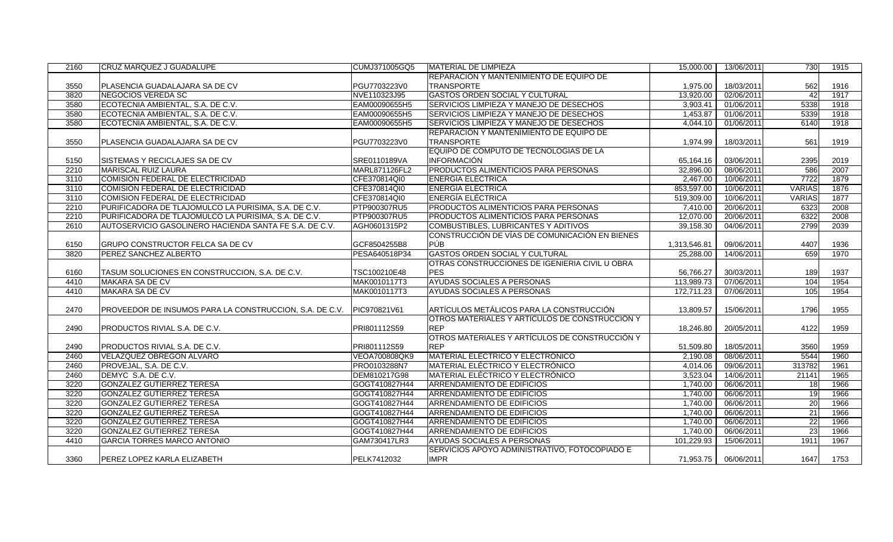| | | | | | | | |
|---|---|---|---|---|---|---|---|
| 2160 | CRUZ MARQUEZ J GUADALUPE | CUMJ371005GQ5 | MATERIAL DE LIMPIEZA | 15,000.00 | 13/06/2011 | 730 | 1915 |
| 3550 | PLASENCIA GUADALAJARA SA DE CV | PGU7703223V0 | REPARACIÓN Y MANTENIMIENTO DE EQUIPO DE TRANSPORTE | 1,975.00 | 18/03/2011 | 562 | 1916 |
| 3820 | NEGOCIOS VEREDA SC | NVE110323J95 | GASTOS ORDEN SOCIAL Y CULTURAL | 13,920.00 | 02/06/2011 | 42 | 1917 |
| 3580 | ECOTECNIA AMBIENTAL, S.A. DE C.V. | EAM00090655H5 | SERVICIOS LIMPIEZA Y MANEJO DE DESECHOS | 3,903.41 | 01/06/2011 | 5338 | 1918 |
| 3580 | ECOTECNIA AMBIENTAL, S.A. DE C.V. | EAM00090655H5 | SERVICIOS LIMPIEZA Y MANEJO DE DESECHOS | 1,453.87 | 01/06/2011 | 5339 | 1918 |
| 3580 | ECOTECNIA AMBIENTAL, S.A. DE C.V. | EAM00090655H5 | SERVICIOS LIMPIEZA Y MANEJO DE DESECHOS | 4,044.10 | 01/06/2011 | 6140 | 1918 |
| 3550 | PLASENCIA GUADALAJARA SA DE CV | PGU7703223V0 | REPARACIÓN Y MANTENIMIENTO DE EQUIPO DE TRANSPORTE | 1,974.99 | 18/03/2011 | 561 | 1919 |
| 5150 | SISTEMAS Y RECICLAJES SA DE CV | SRE0110189VA | EQUIPO DE CÓMPUTO DE TECNOLOGÍAS DE LA INFORMACIÓN | 65,164.16 | 03/06/2011 | 2395 | 2019 |
| 2210 | MARISCAL RUIZ LAURA | MARL871126FL2 | PRODUCTOS ALIMENTICIOS PARA PERSONAS | 32,896.00 | 08/06/2011 | 586 | 2007 |
| 3110 | COMISION FEDERAL DE ELECTRICIDAD | CFE370814QI0 | ENERGÍA ELÉCTRICA | 2,467.00 | 10/06/2011 | 7722 | 1879 |
| 3110 | COMISION FEDERAL DE ELECTRICIDAD | CFE370814QI0 | ENERGÍA ELÉCTRICA | 853,597.00 | 10/06/2011 | VARIAS | 1876 |
| 3110 | COMISION FEDERAL DE ELECTRICIDAD | CFE370814QI0 | ENERGÍA ELÉCTRICA | 519,309.00 | 10/06/2011 | VARIAS | 1877 |
| 2210 | PURIFICADORA DE TLAJOMULCO LA PURISIMA, S.A. DE C.V. | PTP900307RU5 | PRODUCTOS ALIMENTICIOS PARA PERSONAS | 7,410.00 | 20/06/2011 | 6323 | 2008 |
| 2210 | PURIFICADORA DE TLAJOMULCO LA PURISIMA, S.A. DE C.V. | PTP900307RU5 | PRODUCTOS ALIMENTICIOS PARA PERSONAS | 12,070.00 | 20/06/2011 | 6322 | 2008 |
| 2610 | AUTOSERVICIO GASOLINERO HACIENDA SANTA FE S.A. DE C.V. | AGH0601315P2 | COMBUSTIBLES, LUBRICANTES Y ADITIVOS | 39,158.30 | 04/06/2011 | 2799 | 2039 |
| 6150 | GRUPO CONSTRUCTOR FELCA SA DE CV | GCF8504255B8 | CONSTRUCCIÓN DE VÍAS DE COMUNICACIÓN EN BIENES PÚB | 1,313,546.81 | 09/06/2011 | 4407 | 1936 |
| 3820 | PEREZ SANCHEZ ALBERTO | PESA640518P34 | GASTOS ORDEN SOCIAL Y CULTURAL | 25,288.00 | 14/06/2011 | 659 | 1970 |
| 6160 | TASUM SOLUCIONES EN CONSTRUCCION, S.A. DE C.V. | TSC100210E48 | OTRAS CONSTRUCCIONES DE IGENIERIA CIVIL U OBRA PES | 56,766.27 | 30/03/2011 | 189 | 1937 |
| 4410 | MAKARA SA DE CV | MAK0010117T3 | AYUDAS SOCIALES A PERSONAS | 113,989.73 | 07/06/2011 | 104 | 1954 |
| 4410 | MAKARA SA DE CV | MAK0010117T3 | AYUDAS SOCIALES A PERSONAS | 172,711.23 | 07/06/2011 | 105 | 1954 |
| 2470 | PROVEEDOR DE INSUMOS PARA LA CONSTRUCCION, S.A. DE C.V. | PIC970821V61 | ARTÍCULOS METÁLICOS PARA LA CONSTRUCCIÓN | 13,809.57 | 15/06/2011 | 1796 | 1955 |
| 2490 | PRODUCTOS RIVIAL S.A. DE C.V. | PRI801112S59 | OTROS MATERIALES Y ARTÍCULOS DE CONSTRUCCIÓN Y REP | 18,246.80 | 20/05/2011 | 4122 | 1959 |
| 2490 | PRODUCTOS RIVIAL S.A. DE C.V. | PRI801112S59 | OTROS MATERIALES Y ARTÍCULOS DE CONSTRUCCIÓN Y REP | 51,509.80 | 18/05/2011 | 3560 | 1959 |
| 2460 | VELAZQUEZ OBREGON ALVARO | VEOA700808QK9 | MATERIAL ELÉCTRICO Y ELECTRÓNICO | 2,190.08 | 08/06/2011 | 5544 | 1960 |
| 2460 | PROVEJAL, S.A. DE C.V. | PRO0103288N7 | MATERIAL ELÉCTRICO Y ELECTRÓNICO | 4,014.06 | 09/06/2011 | 313782 | 1961 |
| 2460 | DEMYC S.A. DE C.V. | DEM810217G98 | MATERIAL ELÉCTRICO Y ELECTRÓNICO | 3,523.04 | 14/06/2011 | 21141 | 1965 |
| 3220 | GONZALEZ GUTIERREZ TERESA | GOGT410827H44 | ARRENDAMIENTO DE EDIFICIOS | 1,740.00 | 06/06/2011 | 18 | 1966 |
| 3220 | GONZALEZ GUTIERREZ TERESA | GOGT410827H44 | ARRENDAMIENTO DE EDIFICIOS | 1,740.00 | 06/06/2011 | 19 | 1966 |
| 3220 | GONZALEZ GUTIERREZ TERESA | GOGT410827H44 | ARRENDAMIENTO DE EDIFICIOS | 1,740.00 | 06/06/2011 | 20 | 1966 |
| 3220 | GONZALEZ GUTIERREZ TERESA | GOGT410827H44 | ARRENDAMIENTO DE EDIFICIOS | 1,740.00 | 06/06/2011 | 21 | 1966 |
| 3220 | GONZALEZ GUTIERREZ TERESA | GOGT410827H44 | ARRENDAMIENTO DE EDIFICIOS | 1,740.00 | 06/06/2011 | 22 | 1966 |
| 3220 | GONZALEZ GUTIERREZ TERESA | GOGT410827H44 | ARRENDAMIENTO DE EDIFICIOS | 1,740.00 | 06/06/2011 | 23 | 1966 |
| 4410 | GARCIA TORRES MARCO ANTONIO | GAM730417LR3 | AYUDAS SOCIALES A PERSONAS | 101,229.93 | 15/06/2011 | 1911 | 1967 |
| 3360 | PEREZ LOPEZ KARLA ELIZABETH | PELK7412032 | SERVICIOS APOYO ADMINISTRATIVO, FOTOCOPIADO E IMPR | 71,953.75 | 06/06/2011 | 1647 | 1753 |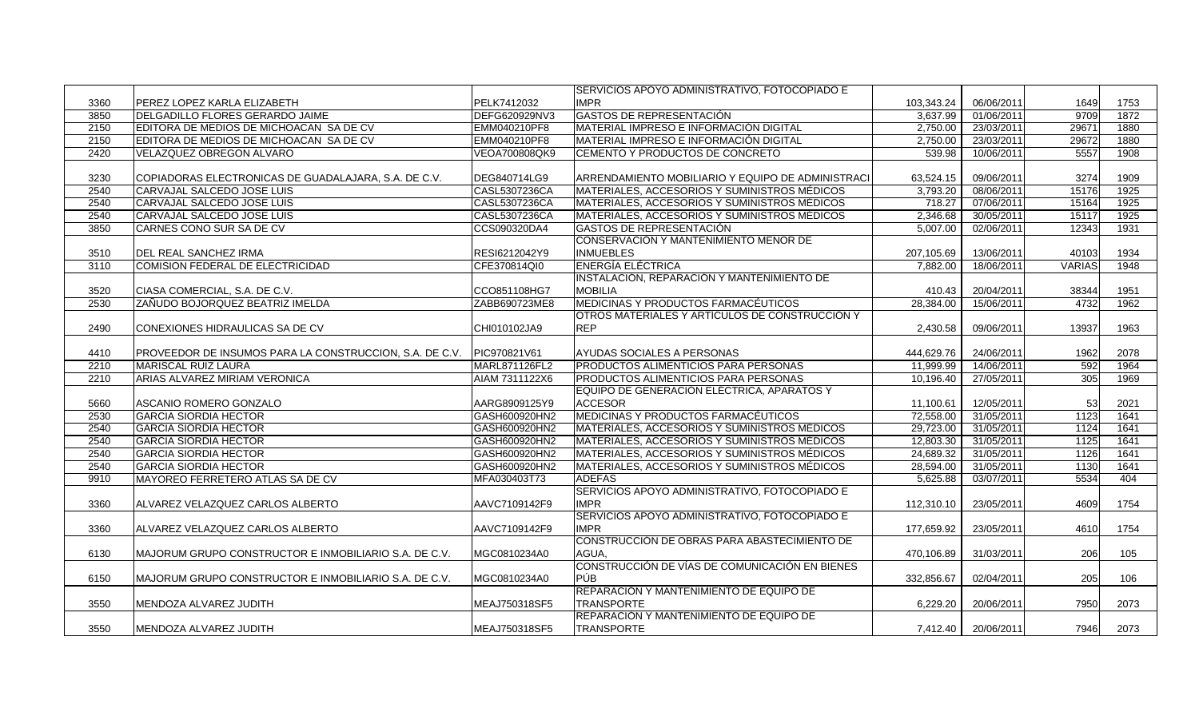| | | | | | | | |
|---|---|---|---|---|---|---|---|
| 3360 | PEREZ LOPEZ KARLA ELIZABETH | PELK7412032 | SERVICIOS APOYO ADMINISTRATIVO, FOTOCOPIADO E IMPR | 103,343.24 | 06/06/2011 | 1649 | 1753 |
| 3850 | DELGADILLO FLORES GERARDO JAIME | DEFG620929NV3 | GASTOS DE REPRESENTACIÓN | 3,637.99 | 01/06/2011 | 9709 | 1872 |
| 2150 | EDITORA DE MEDIOS DE MICHOACAN SA DE CV | EMM040210PF8 | MATERIAL IMPRESO E INFORMACIÓN DIGITAL | 2,750.00 | 23/03/2011 | 29671 | 1880 |
| 2150 | EDITORA DE MEDIOS DE MICHOACAN SA DE CV | EMM040210PF8 | MATERIAL IMPRESO E INFORMACIÓN DIGITAL | 2,750.00 | 23/03/2011 | 29672 | 1880 |
| 2420 | VELAZQUEZ OBREGON ALVARO | VEOA700808QK9 | CEMENTO Y PRODUCTOS DE CONCRETO | 539.98 | 10/06/2011 | 5557 | 1908 |
| 3230 | COPIADORAS ELECTRONICAS DE GUADALAJARA, S.A. DE C.V. | DEG840714LG9 | ARRENDAMIENTO MOBILIARIO Y EQUIPO DE ADMINISTRACI | 63,524.15 | 09/06/2011 | 3274 | 1909 |
| 2540 | CARVAJAL SALCEDO JOSE LUIS | CASL5307236CA | MATERIALES, ACCESORIOS Y SUMINISTROS MÉDICOS | 3,793.20 | 08/06/2011 | 15176 | 1925 |
| 2540 | CARVAJAL SALCEDO JOSE LUIS | CASL5307236CA | MATERIALES, ACCESORIOS Y SUMINISTROS MÉDICOS | 718.27 | 07/06/2011 | 15164 | 1925 |
| 2540 | CARVAJAL SALCEDO JOSE LUIS | CASL5307236CA | MATERIALES, ACCESORIOS Y SUMINISTROS MÉDICOS | 2,346.68 | 30/05/2011 | 15117 | 1925 |
| 3850 | CARNES CONO SUR SA DE CV | CCS090320DA4 | GASTOS DE REPRESENTACIÓN | 5,007.00 | 02/06/2011 | 12343 | 1931 |
| 3510 | DEL REAL SANCHEZ IRMA | RESI6212042Y9 | CONSERVACIÓN Y MANTENIMIENTO MENOR DE INMUEBLES | 207,105.69 | 13/06/2011 | 40103 | 1934 |
| 3110 | COMISION FEDERAL DE ELECTRICIDAD | CFE370814QI0 | ENERGÍA ELÉCTRICA | 7,882.00 | 18/06/2011 | VARIAS | 1948 |
| 3520 | CIASA COMERCIAL, S.A. DE C.V. | CCO851108HG7 | INSTALACIÓN, REPARACIÓN Y MANTENIMIENTO DE MOBILIA | 410.43 | 20/04/2011 | 38344 | 1951 |
| 2530 | ZAÑUDO BOJORQUEZ BEATRIZ IMELDA | ZABB690723ME8 | MEDICINAS Y PRODUCTOS FARMACÉUTICOS | 28,384.00 | 15/06/2011 | 4732 | 1962 |
| 2490 | CONEXIONES HIDRAULICAS SA DE CV | CHI010102JA9 | OTROS MATERIALES Y ARTÍCULOS DE CONSTRUCCIÓN Y REP | 2,430.58 | 09/06/2011 | 13937 | 1963 |
| 4410 | PROVEEDOR DE INSUMOS PARA LA CONSTRUCCION, S.A. DE C.V. | PIC970821V61 | AYUDAS SOCIALES A PERSONAS | 444,629.76 | 24/06/2011 | 1962 | 2078 |
| 2210 | MARISCAL RUIZ LAURA | MARL871126FL2 | PRODUCTOS ALIMENTICIOS PARA PERSONAS | 11,999.99 | 14/06/2011 | 592 | 1964 |
| 2210 | ARIAS ALVAREZ MIRIAM VERONICA | AIAM 7311122X6 | PRODUCTOS ALIMENTICIOS PARA PERSONAS | 10,196.40 | 27/05/2011 | 305 | 1969 |
| 5660 | ASCANIO ROMERO GONZALO | AARG8909125Y9 | EQUIPO DE GENERACIÓN ELÉCTRICA, APARATOS Y ACCESOR | 11,100.61 | 12/05/2011 | 53 | 2021 |
| 2530 | GARCIA SIORDIA HECTOR | GASH600920HN2 | MEDICINAS Y PRODUCTOS FARMACÉUTICOS | 72,558.00 | 31/05/2011 | 1123 | 1641 |
| 2540 | GARCIA SIORDIA HECTOR | GASH600920HN2 | MATERIALES, ACCESORIOS Y SUMINISTROS MÉDICOS | 29,723.00 | 31/05/2011 | 1124 | 1641 |
| 2540 | GARCIA SIORDIA HECTOR | GASH600920HN2 | MATERIALES, ACCESORIOS Y SUMINISTROS MÉDICOS | 12,803.30 | 31/05/2011 | 1125 | 1641 |
| 2540 | GARCIA SIORDIA HECTOR | GASH600920HN2 | MATERIALES, ACCESORIOS Y SUMINISTROS MÉDICOS | 24,689.32 | 31/05/2011 | 1126 | 1641 |
| 2540 | GARCIA SIORDIA HECTOR | GASH600920HN2 | MATERIALES, ACCESORIOS Y SUMINISTROS MÉDICOS | 28,594.00 | 31/05/2011 | 1130 | 1641 |
| 9910 | MAYOREO FERRETERO ATLAS SA DE CV | MFA030403T73 | ADEFAS | 5,625.88 | 03/07/2011 | 5534 | 404 |
| 3360 | ALVAREZ VELAZQUEZ CARLOS ALBERTO | AAVC7109142F9 | SERVICIOS APOYO ADMINISTRATIVO, FOTOCOPIADO E IMPR | 112,310.10 | 23/05/2011 | 4609 | 1754 |
| 3360 | ALVAREZ VELAZQUEZ CARLOS ALBERTO | AAVC7109142F9 | SERVICIOS APOYO ADMINISTRATIVO, FOTOCOPIADO E IMPR | 177,659.92 | 23/05/2011 | 4610 | 1754 |
| 6130 | MAJORUM GRUPO CONSTRUCTOR E INMOBILIARIO S.A. DE C.V. | MGC0810234A0 | CONSTRUCCIÓN DE OBRAS PARA ABASTECIMIENTO DE AGUA, | 470,106.89 | 31/03/2011 | 206 | 105 |
| 6150 | MAJORUM GRUPO CONSTRUCTOR E INMOBILIARIO S.A. DE C.V. | MGC0810234A0 | CONSTRUCCIÓN DE VÍAS DE COMUNICACIÓN EN BIENES PÚB | 332,856.67 | 02/04/2011 | 205 | 106 |
| 3550 | MENDOZA ALVAREZ JUDITH | MEAJ750318SF5 | REPARACIÓN Y MANTENIMIENTO DE EQUIPO DE TRANSPORTE | 6,229.20 | 20/06/2011 | 7950 | 2073 |
| 3550 | MENDOZA ALVAREZ JUDITH | MEAJ750318SF5 | REPARACIÓN Y MANTENIMIENTO DE EQUIPO DE TRANSPORTE | 7,412.40 | 20/06/2011 | 7946 | 2073 |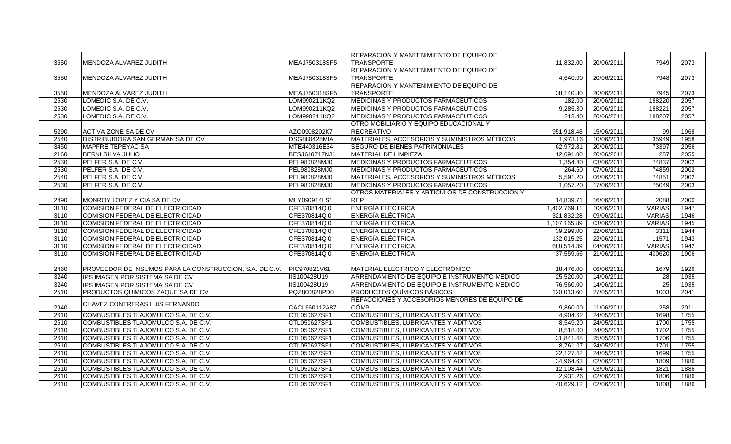| | | | | | | | |
|---|---|---|---|---|---|---|---|
| 3550 | MENDOZA ALVAREZ JUDITH | MEAJ750318SF5 | REPARACIÓN Y MANTENIMIENTO DE EQUIPO DE TRANSPORTE | 11,832.00 | 20/06/2011 | 7949 | 2073 |
| 3550 | MENDOZA ALVAREZ JUDITH | MEAJ750318SF5 | REPARACIÓN Y MANTENIMIENTO DE EQUIPO DE TRANSPORTE | 4,640.00 | 20/06/2011 | 7948 | 2073 |
| 3550 | MENDOZA ALVAREZ JUDITH | MEAJ750318SF5 | REPARACIÓN Y MANTENIMIENTO DE EQUIPO DE TRANSPORTE | 38,140.80 | 20/06/2011 | 7945 | 2073 |
| 2530 | LOMEDIC S.A. DE C.V. | LOM990211KQ2 | MEDICINAS Y PRODUCTOS FARMACÉUTICOS | 182.00 | 20/06/2011 | 188220 | 2057 |
| 2530 | LOMEDIC S.A. DE C.V. | LOM990211KQ2 | MEDICINAS Y PRODUCTOS FARMACÉUTICOS | 9,285.30 | 20/06/2011 | 188221 | 2057 |
| 2530 | LOMEDIC S.A. DE C.V. | LOM990211KQ2 | MEDICINAS Y PRODUCTOS FARMACÉUTICOS | 213.40 | 20/06/2011 | 188207 | 2057 |
| 5290 | ACTIVA ZONE SA DE CV | AZO0908202K7 | OTRO MOBILIARIO Y EQUIPO EDUCACIONAL Y RECREATIVO | 951,918.48 | 15/06/2011 | 99 | 1968 |
| 2540 | DISTRIBUIDORA SAN GERMAN SA DE CV | DSG880428MIA | MATERIALES, ACCESORIOS Y SUMINISTROS MÉDICOS | 1,973.16 | 10/06/2011 | 35949 | 1958 |
| 3450 | MAPFRE TEPEYAC SA | MTE440316E54 | SEGURO DE BIENES PATRIMONIALES | 62,972.81 | 20/06/2011 | 73397 | 2056 |
| 2160 | BERNI SILVA JULIO | BESJ640717NJ1 | MATERIAL DE LIMPIEZA | 12,691.00 | 20/06/2011 | 257 | 2055 |
| 2530 | PELFER S.A. DE C.V. | PEL980828MJ0 | MEDICINAS Y PRODUCTOS FARMACÉUTICOS | 1,354.40 | 03/06/2011 | 74837 | 2002 |
| 2530 | PELFER S.A. DE C.V. | PEL980828MJ0 | MEDICINAS Y PRODUCTOS FARMACÉUTICOS | 264.60 | 07/06/2011 | 74859 | 2002 |
| 2540 | PELFER S.A. DE C.V. | PEL980828MJ0 | MATERIALES, ACCESORIOS Y SUMINISTROS MÉDICOS | 5,591.20 | 06/06/2011 | 74851 | 2002 |
| 2530 | PELFER S.A. DE C.V. | PEL980828MJ0 | MEDICINAS Y PRODUCTOS FARMACÉUTICOS | 1,057.20 | 17/06/2011 | 75049 | 2003 |
| 2490 | MONROY LOPEZ Y CIA SA DE CV | MLY090914LS1 | OTROS MATERIALES Y ARTÍCULOS DE CONSTRUCCIÓN Y REP | 14,839.71 | 16/06/2011 | 2088 | 2000 |
| 3110 | COMISION FEDERAL DE ELECTRICIDAD | CFE370814QI0 | ENERGÍA ELÉCTRICA | 1,402,769.11 | 10/06/2011 | VARIAS | 1947 |
| 3110 | COMISION FEDERAL DE ELECTRICIDAD | CFE370814QI0 | ENERGÍA ELÉCTRICA | 321,832.28 | 09/06/2011 | VARIAS | 1946 |
| 3110 | COMISION FEDERAL DE ELECTRICIDAD | CFE370814QI0 | ENERGÍA ELÉCTRICA | 1,107,165.89 | 03/06/2011 | VARIAS | 1945 |
| 3110 | COMISION FEDERAL DE ELECTRICIDAD | CFE370814QI0 | ENERGÍA ELÉCTRICA | 39,299.00 | 22/06/2011 | 3311 | 1944 |
| 3110 | COMISION FEDERAL DE ELECTRICIDAD | CFE370814QI0 | ENERGÍA ELÉCTRICA | 132,015.25 | 22/06/2011 | 11571 | 1943 |
| 3110 | COMISION FEDERAL DE ELECTRICIDAD | CFE370814QI0 | ENERGÍA ELÉCTRICA | 688,514.39 | 04/06/2011 | VARIAS | 1942 |
| 3110 | COMISION FEDERAL DE ELECTRICIDAD | CFE370814QI0 | ENERGÍA ELÉCTRICA | 37,559.66 | 21/06/2011 | 400620 | 1906 |
| 2460 | PROVEEDOR DE INSUMOS PARA LA CONSTRUCCION, S.A. DE C.V. | PIC970821V61 | MATERIAL ELÉCTRICO Y ELECTRÓNICO | 18,476.00 | 06/06/2011 | 1679 | 1926 |
| 3240 | IPS IMAGEN POR SISTEMA SA DE CV | IIS100428U19 | ARRENDAMIENTO DE EQUIPO E INSTRUMENTO MEDICO | 25,520.00 | 14/06/2011 | 28 | 1935 |
| 3240 | IPS IMAGEN POR SISTEMA SA DE CV | IIS100428U19 | ARRENDAMIENTO DE EQUIPO E INSTRUMENTO MEDICO | 76,560.00 | 14/06/2011 | 25 | 1935 |
| 2510 | PRODUCTOS QUIMICOS ZAQUE SA DE CV | PQZ800828PD0 | PRODUCTOS QUÍMICOS BÁSICOS | 120,013.60 | 27/05/2011 | 1003 | 2041 |
| 2940 | CHAVEZ CONTRERAS LUIS FERNANDO | CACL660112A87 | REFACCIONES Y ACCESORIOS MENORES DE EQUIPO DE CÓMP | 9,860.00 | 11/06/2011 | 258 | 2011 |
| 2610 | COMBUSTIBLES TLAJOMULCO S.A. DE C.V. | CTL050627SF1 | COMBUSTIBLES, LUBRICANTES Y ADITIVOS | 4,904.62 | 24/05/2011 | 1698 | 1755 |
| 2610 | COMBUSTIBLES TLAJOMULCO S.A. DE C.V. | CTL050627SF1 | COMBUSTIBLES, LUBRICANTES Y ADITIVOS | 8,549.20 | 24/05/2011 | 1700 | 1755 |
| 2610 | COMBUSTIBLES TLAJOMULCO S.A. DE C.V. | CTL050627SF1 | COMBUSTIBLES, LUBRICANTES Y ADITIVOS | 8,518.00 | 24/05/2011 | 1702 | 1755 |
| 2610 | COMBUSTIBLES TLAJOMULCO S.A. DE C.V. | CTL050627SF1 | COMBUSTIBLES, LUBRICANTES Y ADITIVOS | 31,841.48 | 25/05/2011 | 1706 | 1755 |
| 2610 | COMBUSTIBLES TLAJOMULCO S.A. DE C.V. | CTL050627SF1 | COMBUSTIBLES, LUBRICANTES Y ADITIVOS | 8,761.07 | 24/05/2011 | 1701 | 1755 |
| 2610 | COMBUSTIBLES TLAJOMULCO S.A. DE C.V. | CTL050627SF1 | COMBUSTIBLES, LUBRICANTES Y ADITIVOS | 22,127.42 | 24/05/2011 | 1699 | 1755 |
| 2610 | COMBUSTIBLES TLAJOMULCO S.A. DE C.V. | CTL050627SF1 | COMBUSTIBLES, LUBRICANTES Y ADITIVOS | 34,964.63 | 02/06/2011 | 1809 | 1886 |
| 2610 | COMBUSTIBLES TLAJOMULCO S.A. DE C.V. | CTL050627SF1 | COMBUSTIBLES, LUBRICANTES Y ADITIVOS | 12,108.44 | 03/06/2011 | 1821 | 1886 |
| 2610 | COMBUSTIBLES TLAJOMULCO S.A. DE C.V. | CTL050627SF1 | COMBUSTIBLES, LUBRICANTES Y ADITIVOS | 2,931.26 | 02/06/2011 | 1806 | 1886 |
| 2610 | COMBUSTIBLES TLAJOMULCO S.A. DE C.V. | CTL050627SF1 | COMBUSTIBLES, LUBRICANTES Y ADITIVOS | 40,629.12 | 02/06/2011 | 1808 | 1886 |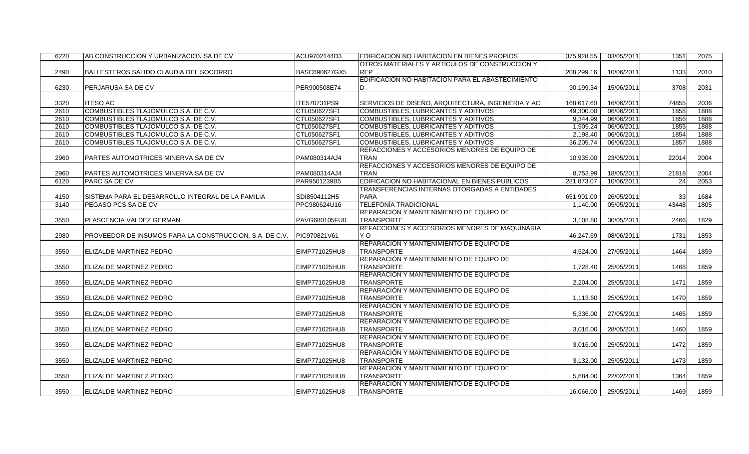| | | | | | | | |
|---|---|---|---|---|---|---|---|
| 6220 | AB CONSTRUCCION Y URBANIZACION SA DE CV | ACU9702144D3 | EDIFICACIÓN NO HABITACION EN BIENES PROPIOS | 375,928.55 | 03/05/2011 | 1351 | 2075 |
| 2490 | BALLESTEROS SALIDO CLAUDIA DEL SOCORRO | BASC690627GX5 | OTROS MATERIALES Y ARTÍCULOS DE CONSTRUCCIÓN Y REP | 208,299.16 | 10/06/2011 | 1133 | 2010 |
| 6230 | PERJARUSA SA DE CV | PER900508E74 | EDIFICACIÓN NO HABITACION PARA EL ABASTECIMIENTO D | 90,199.34 | 15/06/2011 | 3708 | 2031 |
| 3320 | ITESO AC | ITE570731PS9 | SERVICIOS DE DISEÑO, ARQUITECTURA, INGENIERIA Y AC | 168,617.60 | 16/06/2011 | 74855 | 2036 |
| 2610 | COMBUSTIBLES TLAJOMULCO S.A. DE C.V. | CTL050627SF1 | COMBUSTIBLES, LUBRICANTES Y ADITIVOS | 49,300.00 | 06/06/2011 | 1858 | 1888 |
| 2610 | COMBUSTIBLES TLAJOMULCO S.A. DE C.V. | CTL050627SF1 | COMBUSTIBLES, LUBRICANTES Y ADITIVOS | 9,344.99 | 06/06/2011 | 1856 | 1888 |
| 2610 | COMBUSTIBLES TLAJOMULCO S.A. DE C.V. | CTL050627SF1 | COMBUSTIBLES, LUBRICANTES Y ADITIVOS | 1,909.24 | 06/06/2011 | 1855 | 1888 |
| 2610 | COMBUSTIBLES TLAJOMULCO S.A. DE C.V. | CTL050627SF1 | COMBUSTIBLES, LUBRICANTES Y ADITIVOS | 2,198.40 | 06/06/2011 | 1854 | 1888 |
| 2610 | COMBUSTIBLES TLAJOMULCO S.A. DE C.V. | CTL050627SF1 | COMBUSTIBLES, LUBRICANTES Y ADITIVOS | 36,205.74 | 06/06/2011 | 1857 | 1888 |
| 2960 | PARTES AUTOMOTRICES MINERVA SA DE CV | PAM080314AJ4 | REFACCIONES Y ACCESORIOS MENORES DE EQUIPO DE TRAN | 10,935.00 | 23/05/2011 | 22014 | 2004 |
| 2960 | PARTES AUTOMOTRICES MINERVA SA DE CV | PAM080314AJ4 | REFACCIONES Y ACCESORIOS MENORES DE EQUIPO DE TRAN | 8,753.99 | 18/05/2011 | 21818 | 2004 |
| 6120 | PARC SA DE CV | PAR9501239B5 | EDIFICACION NO HABITACIONAL EN BIENES PUBLICOS | 281,873.07 | 10/06/2011 | 24 | 2053 |
| 4150 | SISTEMA PARA EL DESARROLLO INTEGRAL DE LA FAMILIA | SDI8504112H5 | TRANSFERENCIAS INTERNAS OTORGADAS A ENTIDADES PARA | 651,901.00 | 26/05/2011 | 33 | 1684 |
| 3140 | PEGASO PCS SA DE CV | PPC980624U16 | TELEFONÍA TRADICIONAL | 1,140.00 | 05/05/2011 | 43448 | 1805 |
| 3550 | PLASCENCIA VALDEZ GERMAN | PAVG680105FU0 | REPARACIÓN Y MANTENIMIENTO DE EQUIPO DE TRANSPORTE | 3,108.80 | 30/05/2011 | 2466 | 1829 |
| 2980 | PROVEEDOR DE INSUMOS PARA LA CONSTRUCCION, S.A. DE C.V. | PIC970821V61 | REFACCIONES Y ACCESORIOS MENORES DE MAQUINARIA Y O | 46,247.69 | 08/06/2011 | 1731 | 1853 |
| 3550 | ELIZALDE MARTINEZ PEDRO | EIMP771025HU8 | REPARACIÓN Y MANTENIMIENTO DE EQUIPO DE TRANSPORTE | 4,524.00 | 27/05/2011 | 1464 | 1859 |
| 3550 | ELIZALDE MARTINEZ PEDRO | EIMP771025HU8 | REPARACIÓN Y MANTENIMIENTO DE EQUIPO DE TRANSPORTE | 1,728.40 | 25/05/2011 | 1468 | 1859 |
| 3550 | ELIZALDE MARTINEZ PEDRO | EIMP771025HU8 | REPARACIÓN Y MANTENIMIENTO DE EQUIPO DE TRANSPORTE | 2,204.00 | 25/05/2011 | 1471 | 1859 |
| 3550 | ELIZALDE MARTINEZ PEDRO | EIMP771025HU8 | REPARACIÓN Y MANTENIMIENTO DE EQUIPO DE TRANSPORTE | 1,113.60 | 25/05/2011 | 1470 | 1859 |
| 3550 | ELIZALDE MARTINEZ PEDRO | EIMP771025HU8 | REPARACIÓN Y MANTENIMIENTO DE EQUIPO DE TRANSPORTE | 5,336.00 | 27/05/2011 | 1465 | 1859 |
| 3550 | ELIZALDE MARTINEZ PEDRO | EIMP771025HU8 | REPARACIÓN Y MANTENIMIENTO DE EQUIPO DE TRANSPORTE | 3,016.00 | 28/05/2011 | 1460 | 1859 |
| 3550 | ELIZALDE MARTINEZ PEDRO | EIMP771025HU8 | REPARACIÓN Y MANTENIMIENTO DE EQUIPO DE TRANSPORTE | 3,016.00 | 25/05/2011 | 1472 | 1859 |
| 3550 | ELIZALDE MARTINEZ PEDRO | EIMP771025HU8 | REPARACIÓN Y MANTENIMIENTO DE EQUIPO DE TRANSPORTE | 3,132.00 | 25/05/2011 | 1473 | 1859 |
| 3550 | ELIZALDE MARTINEZ PEDRO | EIMP771025HU8 | REPARACIÓN Y MANTENIMIENTO DE EQUIPO DE TRANSPORTE | 5,684.00 | 22/02/2011 | 1364 | 1859 |
| 3550 | ELIZALDE MARTINEZ PEDRO | EIMP771025HU8 | REPARACIÓN Y MANTENIMIENTO DE EQUIPO DE TRANSPORTE | 16,066.00 | 25/05/2011 | 1469 | 1859 |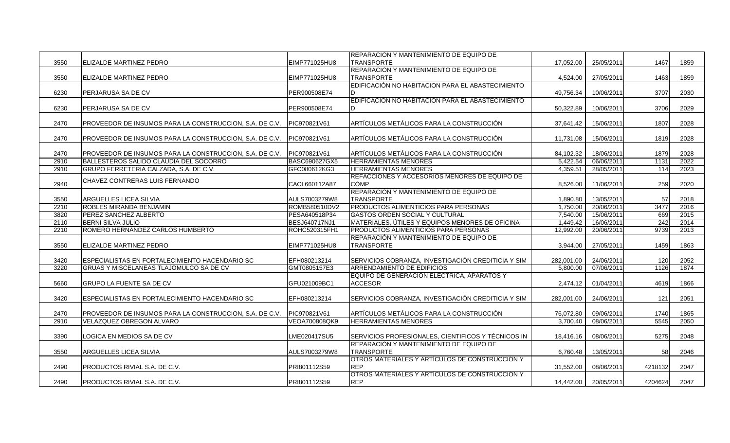| | | | | | | | |
|---|---|---|---|---|---|---|---|
| 3550 | ELIZALDE MARTINEZ PEDRO | EIMP771025HU8 | REPARACIÓN Y MANTENIMIENTO DE EQUIPO DE TRANSPORTE | 17,052.00 | 25/05/2011 | 1467 | 1859 |
| 3550 | ELIZALDE MARTINEZ PEDRO | EIMP771025HU8 | REPARACIÓN Y MANTENIMIENTO DE EQUIPO DE TRANSPORTE | 4,524.00 | 27/05/2011 | 1463 | 1859 |
| 6230 | PERJARUSA SA DE CV | PER900508E74 | EDIFICACIÓN NO HABITACION PARA EL ABASTECIMIENTO D | 49,756.34 | 10/06/2011 | 3707 | 2030 |
| 6230 | PERJARUSA SA DE CV | PER900508E74 | EDIFICACIÓN NO HABITACION PARA EL ABASTECIMIENTO D | 50,322.89 | 10/06/2011 | 3706 | 2029 |
| 2470 | PROVEEDOR DE INSUMOS PARA LA CONSTRUCCION, S.A. DE C.V. | PIC970821V61 | ARTÍCULOS METÁLICOS PARA LA CONSTRUCCIÓN | 37,641.42 | 15/06/2011 | 1807 | 2028 |
| 2470 | PROVEEDOR DE INSUMOS PARA LA CONSTRUCCION, S.A. DE C.V. | PIC970821V61 | ARTÍCULOS METÁLICOS PARA LA CONSTRUCCIÓN | 11,731.08 | 15/06/2011 | 1819 | 2028 |
| 2470 | PROVEEDOR DE INSUMOS PARA LA CONSTRUCCION, S.A. DE C.V. | PIC970821V61 | ARTÍCULOS METÁLICOS PARA LA CONSTRUCCIÓN | 84,102.32 | 18/06/2011 | 1879 | 2028 |
| 2910 | BALLESTEROS SALIDO CLAUDIA DEL SOCORRO | BASC690627GX5 | HERRAMIENTAS MENORES | 5,422.54 | 06/06/2011 | 1131 | 2022 |
| 2910 | GRUPO FERRETERIA CALZADA, S.A. DE C.V. | GFC080612KG3 | HERRAMIENTAS MENORES | 4,359.51 | 28/05/2011 | 114 | 2023 |
| 2940 | CHAVEZ CONTRERAS LUIS FERNANDO | CACL660112A87 | REFACCIONES Y ACCESORIOS MENORES DE EQUIPO DE CÓMP | 8,526.00 | 11/06/2011 | 259 | 2020 |
| 3550 | ARGUELLES LICEA SILVIA | AULS7003279W8 | REPARACIÓN Y MANTENIMIENTO DE EQUIPO DE TRANSPORTE | 1,890.80 | 13/05/2011 | 57 | 2018 |
| 2210 | ROBLES MIRANDA BENJAMIN | ROMB580510DV2 | PRODUCTOS ALIMENTICIOS PARA PERSONAS | 1,750.00 | 20/06/2011 | 3477 | 2016 |
| 3820 | PEREZ SANCHEZ ALBERTO | PESA640518P34 | GASTOS ORDEN SOCIAL Y CULTURAL | 7,540.00 | 15/06/2011 | 669 | 2015 |
| 2110 | BERNI SILVA JULIO | BESJ640717NJ1 | MATERIALES, ÚTILES Y EQUIPOS MENORES DE OFICINA | 1,449.42 | 16/06/2011 | 242 | 2014 |
| 2210 | ROMERO HERNANDEZ CARLOS HUMBERTO | ROHC520315FH1 | PRODUCTOS ALIMENTICIOS PARA PERSONAS | 12,992.00 | 20/06/2011 | 9739 | 2013 |
| 3550 | ELIZALDE MARTINEZ PEDRO | EIMP771025HU8 | REPARACIÓN Y MANTENIMIENTO DE EQUIPO DE TRANSPORTE | 3,944.00 | 27/05/2011 | 1459 | 1863 |
| 3420 | ESPECIALISTAS EN FORTALECIMIENTO HACENDARIO SC | EFH080213214 | SERVICIOS COBRANZA, INVESTIGACIÓN CREDITICIA Y SIM | 282,001.00 | 24/06/2011 | 120 | 2052 |
| 3220 | GRUAS Y MISCELANEAS TLAJOMULCO SA DE CV | GMT0805157E3 | ARRENDAMIENTO DE EDIFICIOS | 5,800.00 | 07/06/2011 | 1126 | 1874 |
| 5660 | GRUPO LA FUENTE SA DE CV | GFU021009BC1 | EQUIPO DE GENERACIÓN ELÉCTRICA, APARATOS Y ACCESOR | 2,474.12 | 01/04/2011 | 4619 | 1866 |
| 3420 | ESPECIALISTAS EN FORTALECIMIENTO HACENDARIO SC | EFH080213214 | SERVICIOS COBRANZA, INVESTIGACIÓN CREDITICIA Y SIM | 282,001.00 | 24/06/2011 | 121 | 2051 |
| 2470 | PROVEEDOR DE INSUMOS PARA LA CONSTRUCCION, S.A. DE C.V. | PIC970821V61 | ARTÍCULOS METÁLICOS PARA LA CONSTRUCCIÓN | 76,072.80 | 09/06/2011 | 1740 | 1865 |
| 2910 | VELAZQUEZ OBREGON ALVARO | VEOA700808QK9 | HERRAMIENTAS MENORES | 3,700.40 | 08/06/2011 | 5545 | 2050 |
| 3390 | LOGICA EN MEDIOS SA DE CV | LME020417SU5 | SERVICIOS PROFESIONALES, CIENTIFICOS Y TÉCNICOS IN | 18,416.16 | 08/06/2011 | 5275 | 2048 |
| 3550 | ARGUELLES LICEA SILVIA | AULS7003279W8 | REPARACIÓN Y MANTENIMIENTO DE EQUIPO DE TRANSPORTE | 6,760.48 | 13/05/2011 | 58 | 2046 |
| 2490 | PRODUCTOS RIVIAL S.A. DE C.V. | PRI801112S59 | OTROS MATERIALES Y ARTÍCULOS DE CONSTRUCCIÓN Y REP | 31,552.00 | 08/06/2011 | 4218132 | 2047 |
| 2490 | PRODUCTOS RIVIAL S.A. DE C.V. | PRI801112S59 | OTROS MATERIALES Y ARTÍCULOS DE CONSTRUCCIÓN Y REP | 14,442.00 | 20/05/2011 | 4204624 | 2047 |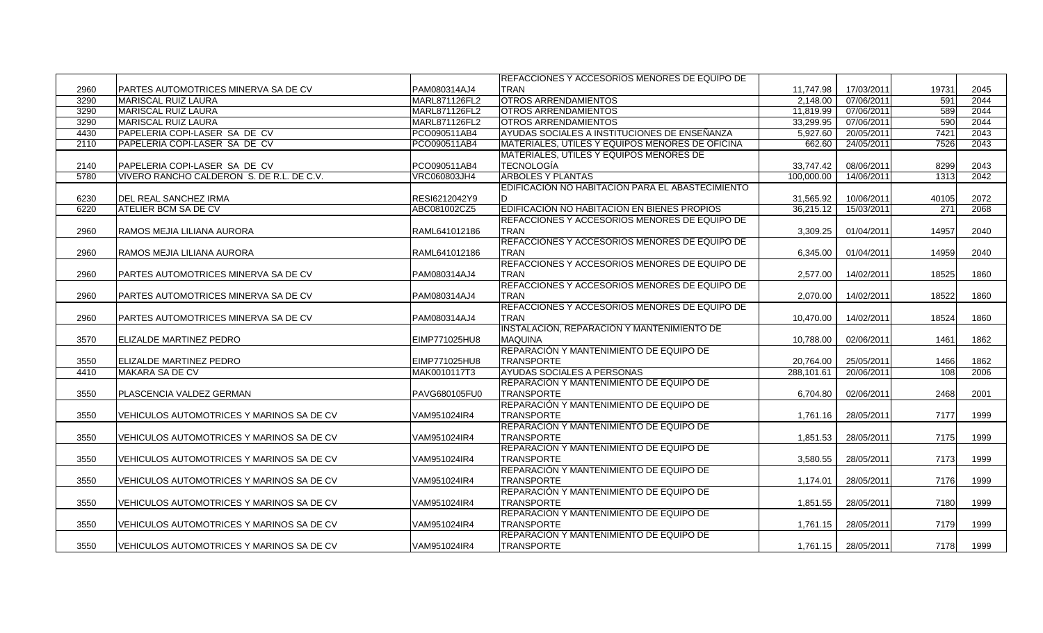| | | | | | | | |
|---|---|---|---|---|---|---|---|
| 2960 | PARTES AUTOMOTRICES MINERVA SA DE CV | PAM080314AJ4 | REFACCIONES Y ACCESORIOS MENORES DE EQUIPO DE TRAN | 11,747.98 | 17/03/2011 | 19731 | 2045 |
| 3290 | MARISCAL RUIZ LAURA | MARL871126FL2 | OTROS ARRENDAMIENTOS | 2,148.00 | 07/06/2011 | 591 | 2044 |
| 3290 | MARISCAL RUIZ LAURA | MARL871126FL2 | OTROS ARRENDAMIENTOS | 11,819.99 | 07/06/2011 | 589 | 2044 |
| 3290 | MARISCAL RUIZ LAURA | MARL871126FL2 | OTROS ARRENDAMIENTOS | 33,299.95 | 07/06/2011 | 590 | 2044 |
| 4430 | PAPELERIA COPI-LASER SA DE CV | PCO090511AB4 | AYUDAS SOCIALES A INSTITUCIONES DE ENSEÑANZA | 5,927.60 | 20/05/2011 | 7421 | 2043 |
| 2110 | PAPELERIA COPI-LASER SA DE CV | PCO090511AB4 | MATERIALES, UTILES Y EQUIPOS MENORES DE OFICINA | 662.60 | 24/05/2011 | 7526 | 2043 |
| 2140 | PAPELERIA COPI-LASER SA DE CV | PCO090511AB4 | MATERIALES, UTILES Y EQUIPOS MENORES DE TECNOLOGÍA | 33,747.42 | 08/06/2011 | 8299 | 2043 |
| 5780 | VIVERO RANCHO CALDERON S. DE R.L. DE C.V. | VRC060803JH4 | ÁRBOLES Y PLANTAS | 100,000.00 | 14/06/2011 | 1313 | 2042 |
| 6230 | DEL REAL SANCHEZ IRMA | RESI6212042Y9 | EDIFICACIÓN NO HABITACION PARA EL ABASTECIMIENTO D | 31,565.92 | 10/06/2011 | 40105 | 2072 |
| 6220 | ATELIER BCM SA DE CV | ABC081002CZ5 | EDIFICACIÓN NO HABITACION EN BIENES PROPIOS | 36,215.12 | 15/03/2011 | 271 | 2068 |
| 2960 | RAMOS MEJIA LILIANA AURORA | RAML641012186 | REFACCIONES Y ACCESORIOS MENORES DE EQUIPO DE TRAN | 3,309.25 | 01/04/2011 | 14957 | 2040 |
| 2960 | RAMOS MEJIA LILIANA AURORA | RAML641012186 | REFACCIONES Y ACCESORIOS MENORES DE EQUIPO DE TRAN | 6,345.00 | 01/04/2011 | 14959 | 2040 |
| 2960 | PARTES AUTOMOTRICES MINERVA SA DE CV | PAM080314AJ4 | REFACCIONES Y ACCESORIOS MENORES DE EQUIPO DE TRAN | 2,577.00 | 14/02/2011 | 18525 | 1860 |
| 2960 | PARTES AUTOMOTRICES MINERVA SA DE CV | PAM080314AJ4 | REFACCIONES Y ACCESORIOS MENORES DE EQUIPO DE TRAN | 2,070.00 | 14/02/2011 | 18522 | 1860 |
| 2960 | PARTES AUTOMOTRICES MINERVA SA DE CV | PAM080314AJ4 | REFACCIONES Y ACCESORIOS MENORES DE EQUIPO DE TRAN | 10,470.00 | 14/02/2011 | 18524 | 1860 |
| 3570 | ELIZALDE MARTINEZ PEDRO | EIMP771025HU8 | INSTALACIÓN, REPARACIÓN Y MANTENIMIENTO DE MAQUINA | 10,788.00 | 02/06/2011 | 1461 | 1862 |
| 3550 | ELIZALDE MARTINEZ PEDRO | EIMP771025HU8 | REPARACIÓN Y MANTENIMIENTO DE EQUIPO DE TRANSPORTE | 20,764.00 | 25/05/2011 | 1466 | 1862 |
| 4410 | MAKARA SA DE CV | MAK0010117T3 | AYUDAS SOCIALES A PERSONAS | 288,101.61 | 20/06/2011 | 108 | 2006 |
| 3550 | PLASCENCIA VALDEZ GERMAN | PAVG680105FU0 | REPARACIÓN Y MANTENIMIENTO DE EQUIPO DE TRANSPORTE | 6,704.80 | 02/06/2011 | 2468 | 2001 |
| 3550 | VEHICULOS AUTOMOTRICES Y MARINOS SA DE CV | VAM951024IR4 | REPARACIÓN Y MANTENIMIENTO DE EQUIPO DE TRANSPORTE | 1,761.16 | 28/05/2011 | 7177 | 1999 |
| 3550 | VEHICULOS AUTOMOTRICES Y MARINOS SA DE CV | VAM951024IR4 | REPARACIÓN Y MANTENIMIENTO DE EQUIPO DE TRANSPORTE | 1,851.53 | 28/05/2011 | 7175 | 1999 |
| 3550 | VEHICULOS AUTOMOTRICES Y MARINOS SA DE CV | VAM951024IR4 | REPARACIÓN Y MANTENIMIENTO DE EQUIPO DE TRANSPORTE | 3,580.55 | 28/05/2011 | 7173 | 1999 |
| 3550 | VEHICULOS AUTOMOTRICES Y MARINOS SA DE CV | VAM951024IR4 | REPARACIÓN Y MANTENIMIENTO DE EQUIPO DE TRANSPORTE | 1,174.01 | 28/05/2011 | 7176 | 1999 |
| 3550 | VEHICULOS AUTOMOTRICES Y MARINOS SA DE CV | VAM951024IR4 | REPARACIÓN Y MANTENIMIENTO DE EQUIPO DE TRANSPORTE | 1,851.55 | 28/05/2011 | 7180 | 1999 |
| 3550 | VEHICULOS AUTOMOTRICES Y MARINOS SA DE CV | VAM951024IR4 | REPARACIÓN Y MANTENIMIENTO DE EQUIPO DE TRANSPORTE | 1,761.15 | 28/05/2011 | 7179 | 1999 |
| 3550 | VEHICULOS AUTOMOTRICES Y MARINOS SA DE CV | VAM951024IR4 | REPARACIÓN Y MANTENIMIENTO DE EQUIPO DE TRANSPORTE | 1,761.15 | 28/05/2011 | 7178 | 1999 |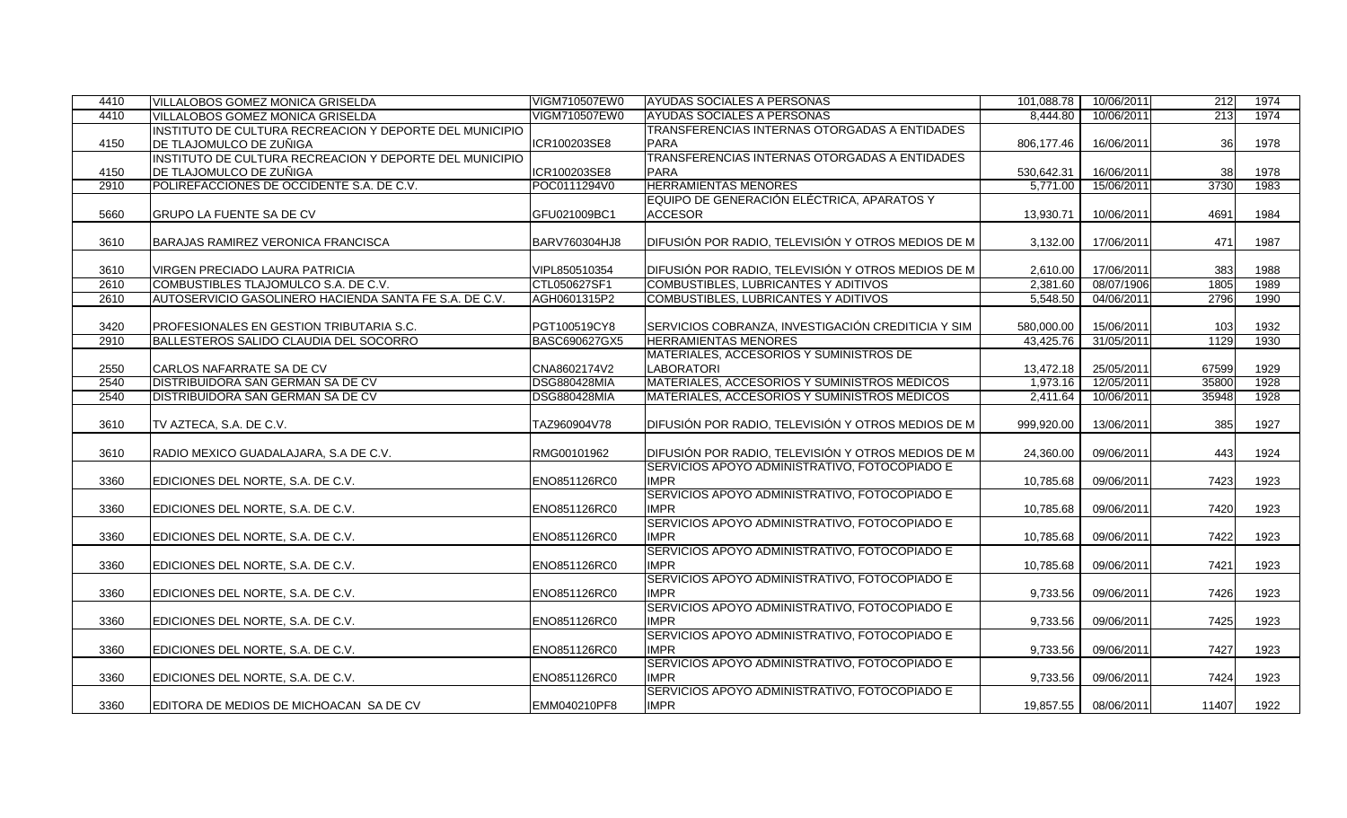| | | | | | | | |
|---|---|---|---|---|---|---|---|
| 4410 | VILLALOBOS GOMEZ MONICA GRISELDA | VIGM710507EW0 | AYUDAS SOCIALES A PERSONAS | 101,088.78 | 10/06/2011 | 212 | 1974 |
| 4410 | VILLALOBOS GOMEZ MONICA GRISELDA | VIGM710507EW0 | AYUDAS SOCIALES A PERSONAS | 8,444.80 | 10/06/2011 | 213 | 1974 |
| 4150 | INSTITUTO DE CULTURA RECREACION Y DEPORTE DEL MUNICIPIO DE TLAJOMULCO DE ZUÑIGA | ICR100203SE8 | TRANSFERENCIAS INTERNAS OTORGADAS A ENTIDADES PARA | 806,177.46 | 16/06/2011 | 36 | 1978 |
| 4150 | INSTITUTO DE CULTURA RECREACION Y DEPORTE DEL MUNICIPIO DE TLAJOMULCO DE ZUÑIGA | ICR100203SE8 | TRANSFERENCIAS INTERNAS OTORGADAS A ENTIDADES PARA | 530,642.31 | 16/06/2011 | 38 | 1978 |
| 2910 | POLIREFACCIONES DE OCCIDENTE S.A. DE C.V. | POC0111294V0 | HERRAMIENTAS MENORES | 5,771.00 | 15/06/2011 | 3730 | 1983 |
| 5660 | GRUPO LA FUENTE SA DE CV | GFU021009BC1 | EQUIPO DE GENERACIÓN ELÉCTRICA, APARATOS Y ACCESOR | 13,930.71 | 10/06/2011 | 4691 | 1984 |
| 3610 | BARAJAS RAMIREZ VERONICA FRANCISCA | BARV760304HJ8 | DIFUSIÓN POR RADIO, TELEVISIÓN Y OTROS MEDIOS DE M | 3,132.00 | 17/06/2011 | 471 | 1987 |
| 3610 | VIRGEN PRECIADO LAURA PATRICIA | VIPL850510354 | DIFUSIÓN POR RADIO, TELEVISIÓN Y OTROS MEDIOS DE M | 2,610.00 | 17/06/2011 | 383 | 1988 |
| 2610 | COMBUSTIBLES TLAJOMULCO S.A. DE C.V. | CTL050627SF1 | COMBUSTIBLES, LUBRICANTES Y ADITIVOS | 2,381.60 | 08/07/1906 | 1805 | 1989 |
| 2610 | AUTOSERVICIO GASOLINERO HACIENDA SANTA FE S.A. DE C.V. | AGH0601315P2 | COMBUSTIBLES, LUBRICANTES Y ADITIVOS | 5,548.50 | 04/06/2011 | 2796 | 1990 |
| 3420 | PROFESIONALES EN GESTION TRIBUTARIA S.C. | PGT100519CY8 | SERVICIOS COBRANZA, INVESTIGACIÓN CREDITICIA Y SIM | 580,000.00 | 15/06/2011 | 103 | 1932 |
| 2910 | BALLESTEROS SALIDO CLAUDIA DEL SOCORRO | BASC690627GX5 | HERRAMIENTAS MENORES | 43,425.76 | 31/05/2011 | 1129 | 1930 |
| 2550 | CARLOS NAFARRATE SA DE CV | CNA8602174V2 | MATERIALES, ACCESORIOS Y SUMINISTROS DE LABORATORI | 13,472.18 | 25/05/2011 | 67599 | 1929 |
| 2540 | DISTRIBUIDORA SAN GERMAN SA DE CV | DSG880428MIA | MATERIALES, ACCESORIOS Y SUMINISTROS MÉDICOS | 1,973.16 | 12/05/2011 | 35800 | 1928 |
| 2540 | DISTRIBUIDORA SAN GERMAN SA DE CV | DSG880428MIA | MATERIALES, ACCESORIOS Y SUMINISTROS MÉDICOS | 2,411.64 | 10/06/2011 | 35948 | 1928 |
| 3610 | TV AZTECA, S.A. DE C.V. | TAZ960904V78 | DIFUSIÓN POR RADIO, TELEVISIÓN Y OTROS MEDIOS DE M | 999,920.00 | 13/06/2011 | 385 | 1927 |
| 3610 | RADIO MEXICO GUADALAJARA, S.A DE C.V. | RMG00101962 | DIFUSIÓN POR RADIO, TELEVISIÓN Y OTROS MEDIOS DE M | 24,360.00 | 09/06/2011 | 443 | 1924 |
| 3360 | EDICIONES DEL NORTE, S.A. DE C.V. | ENO851126RC0 | SERVICIOS APOYO ADMINISTRATIVO, FOTOCOPIADO E IMPR | 10,785.68 | 09/06/2011 | 7423 | 1923 |
| 3360 | EDICIONES DEL NORTE, S.A. DE C.V. | ENO851126RC0 | SERVICIOS APOYO ADMINISTRATIVO, FOTOCOPIADO E IMPR | 10,785.68 | 09/06/2011 | 7420 | 1923 |
| 3360 | EDICIONES DEL NORTE, S.A. DE C.V. | ENO851126RC0 | SERVICIOS APOYO ADMINISTRATIVO, FOTOCOPIADO E IMPR | 10,785.68 | 09/06/2011 | 7422 | 1923 |
| 3360 | EDICIONES DEL NORTE, S.A. DE C.V. | ENO851126RC0 | SERVICIOS APOYO ADMINISTRATIVO, FOTOCOPIADO E IMPR | 10,785.68 | 09/06/2011 | 7421 | 1923 |
| 3360 | EDICIONES DEL NORTE, S.A. DE C.V. | ENO851126RC0 | SERVICIOS APOYO ADMINISTRATIVO, FOTOCOPIADO E IMPR | 9,733.56 | 09/06/2011 | 7426 | 1923 |
| 3360 | EDICIONES DEL NORTE, S.A. DE C.V. | ENO851126RC0 | SERVICIOS APOYO ADMINISTRATIVO, FOTOCOPIADO E IMPR | 9,733.56 | 09/06/2011 | 7425 | 1923 |
| 3360 | EDICIONES DEL NORTE, S.A. DE C.V. | ENO851126RC0 | SERVICIOS APOYO ADMINISTRATIVO, FOTOCOPIADO E IMPR | 9,733.56 | 09/06/2011 | 7427 | 1923 |
| 3360 | EDICIONES DEL NORTE, S.A. DE C.V. | ENO851126RC0 | SERVICIOS APOYO ADMINISTRATIVO, FOTOCOPIADO E IMPR | 9,733.56 | 09/06/2011 | 7424 | 1923 |
| 3360 | EDITORA DE MEDIOS DE MICHOACAN SA DE CV | EMM040210PF8 | SERVICIOS APOYO ADMINISTRATIVO, FOTOCOPIADO E IMPR | 19,857.55 | 08/06/2011 | 11407 | 1922 |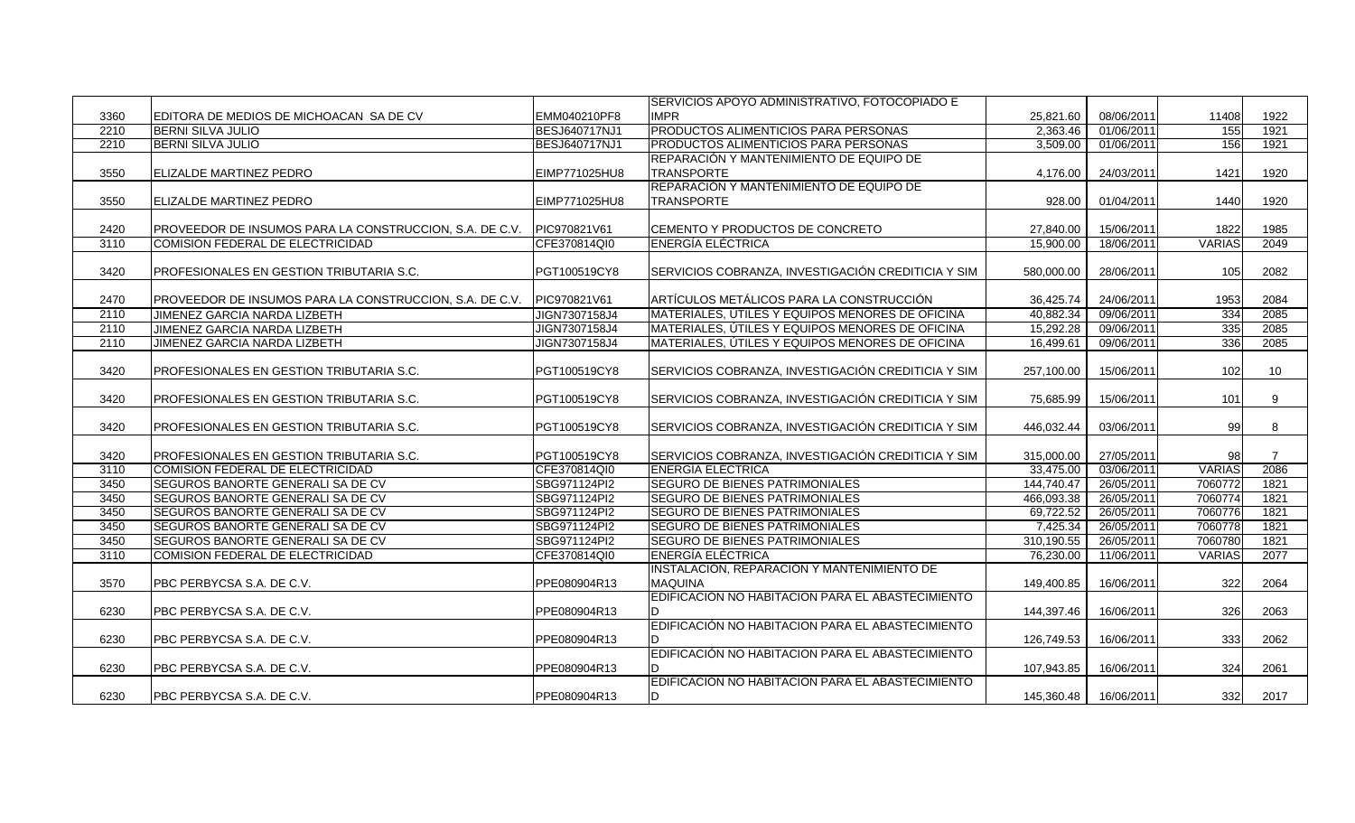| | | | | | | | |
|---|---|---|---|---|---|---|---|
| 3360 | EDITORA DE MEDIOS DE MICHOACAN SA DE CV | EMM040210PF8 | SERVICIOS APOYO ADMINISTRATIVO, FOTOCOPIADO E IMPR | 25,821.60 | 08/06/2011 | 11408 | 1922 |
| 2210 | BERNI SILVA JULIO | BESJ640717NJ1 | PRODUCTOS ALIMENTICIOS PARA PERSONAS | 2,363.46 | 01/06/2011 | 155 | 1921 |
| 2210 | BERNI SILVA JULIO | BESJ640717NJ1 | PRODUCTOS ALIMENTICIOS PARA PERSONAS | 3,509.00 | 01/06/2011 | 156 | 1921 |
| 3550 | ELIZALDE MARTINEZ PEDRO | EIMP771025HU8 | REPARACIÓN Y MANTENIMIENTO DE EQUIPO DE TRANSPORTE | 4,176.00 | 24/03/2011 | 1421 | 1920 |
| 3550 | ELIZALDE MARTINEZ PEDRO | EIMP771025HU8 | REPARACIÓN Y MANTENIMIENTO DE EQUIPO DE TRANSPORTE | 928.00 | 01/04/2011 | 1440 | 1920 |
| 2420 | PROVEEDOR DE INSUMOS PARA LA CONSTRUCCION, S.A. DE C.V. | PIC970821V61 | CEMENTO Y PRODUCTOS DE CONCRETO | 27,840.00 | 15/06/2011 | 1822 | 1985 |
| 3110 | COMISION FEDERAL DE ELECTRICIDAD | CFE370814QI0 | ENERGÍA ELÉCTRICA | 15,900.00 | 18/06/2011 | VARIAS | 2049 |
| 3420 | PROFESIONALES EN GESTION TRIBUTARIA S.C. | PGT100519CY8 | SERVICIOS COBRANZA, INVESTIGACIÓN CREDITICIA Y SIM | 580,000.00 | 28/06/2011 | 105 | 2082 |
| 2470 | PROVEEDOR DE INSUMOS PARA LA CONSTRUCCION, S.A. DE C.V. | PIC970821V61 | ARTÍCULOS METÁLICOS PARA LA CONSTRUCCIÓN | 36,425.74 | 24/06/2011 | 1953 | 2084 |
| 2110 | JIMENEZ GARCIA NARDA LIZBETH | JIGN7307158J4 | MATERIALES, ÚTILES Y EQUIPOS MENORES DE OFICINA | 40,882.34 | 09/06/2011 | 334 | 2085 |
| 2110 | JIMENEZ GARCIA NARDA LIZBETH | JIGN7307158J4 | MATERIALES, ÚTILES Y EQUIPOS MENORES DE OFICINA | 15,292.28 | 09/06/2011 | 335 | 2085 |
| 2110 | JIMENEZ GARCIA NARDA LIZBETH | JIGN7307158J4 | MATERIALES, ÚTILES Y EQUIPOS MENORES DE OFICINA | 16,499.61 | 09/06/2011 | 336 | 2085 |
| 3420 | PROFESIONALES EN GESTION TRIBUTARIA S.C. | PGT100519CY8 | SERVICIOS COBRANZA, INVESTIGACIÓN CREDITICIA Y SIM | 257,100.00 | 15/06/2011 | 102 | 10 |
| 3420 | PROFESIONALES EN GESTION TRIBUTARIA S.C. | PGT100519CY8 | SERVICIOS COBRANZA, INVESTIGACIÓN CREDITICIA Y SIM | 75,685.99 | 15/06/2011 | 101 | 9 |
| 3420 | PROFESIONALES EN GESTION TRIBUTARIA S.C. | PGT100519CY8 | SERVICIOS COBRANZA, INVESTIGACIÓN CREDITICIA Y SIM | 446,032.44 | 03/06/2011 | 99 | 8 |
| 3420 | PROFESIONALES EN GESTION TRIBUTARIA S.C. | PGT100519CY8 | SERVICIOS COBRANZA, INVESTIGACIÓN CREDITICIA Y SIM | 315,000.00 | 27/05/2011 | 98 | 7 |
| 3110 | COMISION FEDERAL DE ELECTRICIDAD | CFE370814QI0 | ENERGÍA ELÉCTRICA | 33,475.00 | 03/06/2011 | VARIAS | 2086 |
| 3450 | SEGUROS BANORTE GENERALI SA DE CV | SBG971124PI2 | SEGURO DE BIENES PATRIMONIALES | 144,740.47 | 26/05/2011 | 7060772 | 1821 |
| 3450 | SEGUROS BANORTE GENERALI SA DE CV | SBG971124PI2 | SEGURO DE BIENES PATRIMONIALES | 466,093.38 | 26/05/2011 | 7060774 | 1821 |
| 3450 | SEGUROS BANORTE GENERALI SA DE CV | SBG971124PI2 | SEGURO DE BIENES PATRIMONIALES | 69,722.52 | 26/05/2011 | 7060776 | 1821 |
| 3450 | SEGUROS BANORTE GENERALI SA DE CV | SBG971124PI2 | SEGURO DE BIENES PATRIMONIALES | 7,425.34 | 26/05/2011 | 7060778 | 1821 |
| 3450 | SEGUROS BANORTE GENERALI SA DE CV | SBG971124PI2 | SEGURO DE BIENES PATRIMONIALES | 310,190.55 | 26/05/2011 | 7060780 | 1821 |
| 3110 | COMISION FEDERAL DE ELECTRICIDAD | CFE370814QI0 | ENERGÍA ELÉCTRICA | 76,230.00 | 11/06/2011 | VARIAS | 2077 |
| 3570 | PBC PERBYCSA S.A. DE C.V. | PPE080904R13 | INSTALACIÓN, REPARACIÓN Y MANTENIMIENTO DE MAQUINA | 149,400.85 | 16/06/2011 | 322 | 2064 |
| 6230 | PBC PERBYCSA S.A. DE C.V. | PPE080904R13 | EDIFICACIÓN NO HABITACION PARA EL ABASTECIMIENTO D | 144,397.46 | 16/06/2011 | 326 | 2063 |
| 6230 | PBC PERBYCSA S.A. DE C.V. | PPE080904R13 | EDIFICACIÓN NO HABITACION PARA EL ABASTECIMIENTO D | 126,749.53 | 16/06/2011 | 333 | 2062 |
| 6230 | PBC PERBYCSA S.A. DE C.V. | PPE080904R13 | EDIFICACIÓN NO HABITACION PARA EL ABASTECIMIENTO D | 107,943.85 | 16/06/2011 | 324 | 2061 |
| 6230 | PBC PERBYCSA S.A. DE C.V. | PPE080904R13 | EDIFICACIÓN NO HABITACION PARA EL ABASTECIMIENTO D | 145,360.48 | 16/06/2011 | 332 | 2017 |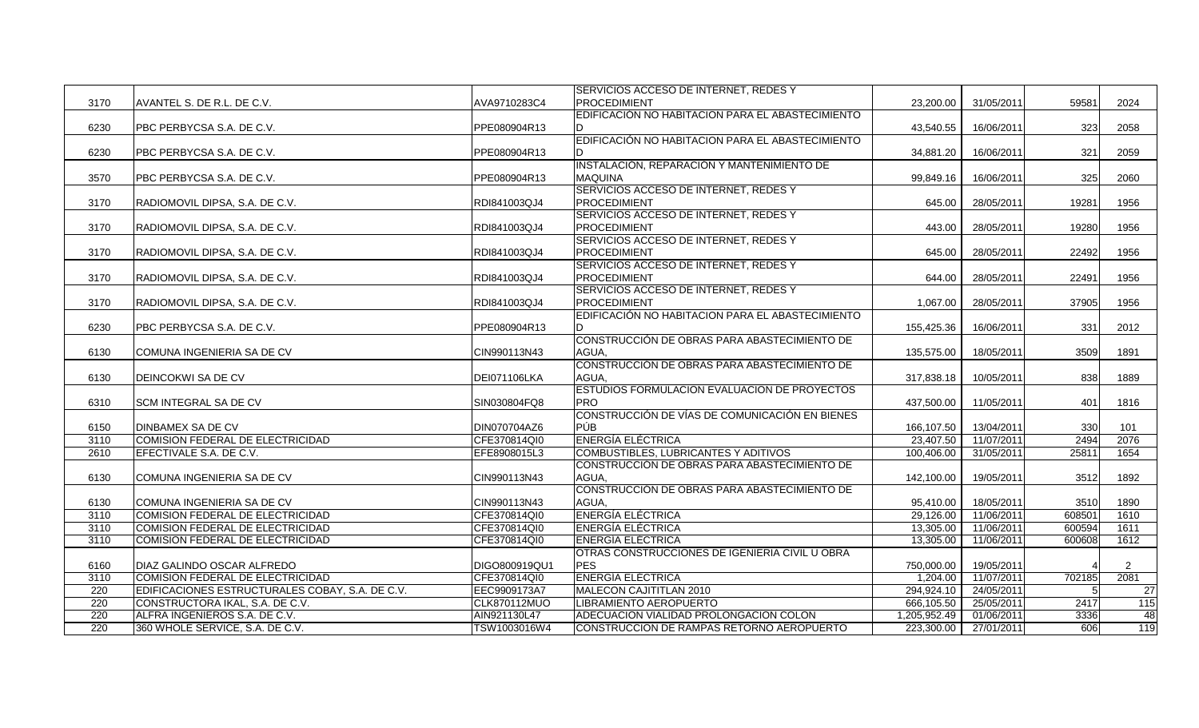| | | | | | | | |
|---|---|---|---|---|---|---|---|
| 3170 | AVANTEL S. DE R.L. DE C.V. | AVA9710283C4 | SERVICIOS ACCESO DE INTERNET, REDES Y PROCEDIMIENT | 23,200.00 | 31/05/2011 | 59581 | 2024 |
| 6230 | PBC PERBYCSA S.A. DE C.V. | PPE080904R13 | EDIFICACIÓN NO HABITACION PARA EL ABASTECIMIENTO D | 43,540.55 | 16/06/2011 | 323 | 2058 |
| 6230 | PBC PERBYCSA S.A. DE C.V. | PPE080904R13 | EDIFICACIÓN NO HABITACION PARA EL ABASTECIMIENTO D | 34,881.20 | 16/06/2011 | 321 | 2059 |
| 3570 | PBC PERBYCSA S.A. DE C.V. | PPE080904R13 | INSTALACIÓN, REPARACIÓN Y MANTENIMIENTO DE MAQUINA | 99,849.16 | 16/06/2011 | 325 | 2060 |
| 3170 | RADIOMOVIL DIPSA, S.A. DE C.V. | RDI841003QJ4 | SERVICIOS ACCESO DE INTERNET, REDES Y PROCEDIMIENT | 645.00 | 28/05/2011 | 19281 | 1956 |
| 3170 | RADIOMOVIL DIPSA, S.A. DE C.V. | RDI841003QJ4 | SERVICIOS ACCESO DE INTERNET, REDES Y PROCEDIMIENT | 443.00 | 28/05/2011 | 19280 | 1956 |
| 3170 | RADIOMOVIL DIPSA, S.A. DE C.V. | RDI841003QJ4 | SERVICIOS ACCESO DE INTERNET, REDES Y PROCEDIMIENT | 645.00 | 28/05/2011 | 22492 | 1956 |
| 3170 | RADIOMOVIL DIPSA, S.A. DE C.V. | RDI841003QJ4 | SERVICIOS ACCESO DE INTERNET, REDES Y PROCEDIMIENT | 644.00 | 28/05/2011 | 22491 | 1956 |
| 3170 | RADIOMOVIL DIPSA, S.A. DE C.V. | RDI841003QJ4 | SERVICIOS ACCESO DE INTERNET, REDES Y PROCEDIMIENT | 1,067.00 | 28/05/2011 | 37905 | 1956 |
| 6230 | PBC PERBYCSA S.A. DE C.V. | PPE080904R13 | EDIFICACIÓN NO HABITACION PARA EL ABASTECIMIENTO D | 155,425.36 | 16/06/2011 | 331 | 2012 |
| 6130 | COMUNA INGENIERIA SA DE CV | CIN990113N43 | CONSTRUCCIÓN DE OBRAS PARA ABASTECIMIENTO DE AGUA, | 135,575.00 | 18/05/2011 | 3509 | 1891 |
| 6130 | DEINCOKWI SA DE CV | DEI071106LKA | CONSTRUCCIÓN DE OBRAS PARA ABASTECIMIENTO DE AGUA, | 317,838.18 | 10/05/2011 | 838 | 1889 |
| 6310 | SCM INTEGRAL SA DE CV | SIN030804FQ8 | ESTUDIOS FORMULACION EVALUACION DE PROYECTOS PRO | 437,500.00 | 11/05/2011 | 401 | 1816 |
| 6150 | DINBAMEX SA DE CV | DIN070704AZ6 | CONSTRUCCIÓN DE VÍAS DE COMUNICACIÓN EN BIENES PÚB | 166,107.50 | 13/04/2011 | 330 | 101 |
| 3110 | COMISION FEDERAL DE ELECTRICIDAD | CFE370814QI0 | ENERGÍA ELÉCTRICA | 23,407.50 | 11/07/2011 | 2494 | 2076 |
| 2610 | EFECTIVALE S.A. DE C.V. | EFE8908015L3 | COMBUSTIBLES, LUBRICANTES Y ADITIVOS | 100,406.00 | 31/05/2011 | 25811 | 1654 |
| 6130 | COMUNA INGENIERIA SA DE CV | CIN990113N43 | CONSTRUCCIÓN DE OBRAS PARA ABASTECIMIENTO DE AGUA, | 142,100.00 | 19/05/2011 | 3512 | 1892 |
| 6130 | COMUNA INGENIERIA SA DE CV | CIN990113N43 | CONSTRUCCIÓN DE OBRAS PARA ABASTECIMIENTO DE AGUA, | 95,410.00 | 18/05/2011 | 3510 | 1890 |
| 3110 | COMISION FEDERAL DE ELECTRICIDAD | CFE370814QI0 | ENERGÍA ELÉCTRICA | 29,126.00 | 11/06/2011 | 608501 | 1610 |
| 3110 | COMISION FEDERAL DE ELECTRICIDAD | CFE370814QI0 | ENERGÍA ELÉCTRICA | 13,305.00 | 11/06/2011 | 600594 | 1611 |
| 3110 | COMISION FEDERAL DE ELECTRICIDAD | CFE370814QI0 | ENERGÍA ELÉCTRICA | 13,305.00 | 11/06/2011 | 600608 | 1612 |
| 6160 | DIAZ GALINDO OSCAR ALFREDO | DIGO800919QU1 | OTRAS CONSTRUCCIONES DE IGENIERIA CIVIL U OBRA PES | 750,000.00 | 19/05/2011 | 4 | 2 |
| 3110 | COMISION FEDERAL DE ELECTRICIDAD | CFE370814QI0 | ENERGÍA ELÉCTRICA | 1,204.00 | 11/07/2011 | 702185 | 2081 |
| 220 | EDIFICACIONES ESTRUCTURALES COBAY, S.A. DE C.V. | EEC9909173A7 | MALECON CAJITITLAN 2010 | 294,924.10 | 24/05/2011 | 5 | 27 |
| 220 | CONSTRUCTORA IKAL, S.A. DE C.V. | CLK870112MUO | LIBRAMIENTO AEROPUERTO | 666,105.50 | 25/05/2011 | 2417 | 115 |
| 220 | ALFRA INGENIEROS S.A. DE C.V. | AIN921130L47 | ADECUACION VIALIDAD PROLONGACION COLON | 1,205,952.49 | 01/06/2011 | 3336 | 48 |
| 220 | 360 WHOLE SERVICE, S.A. DE C.V. | TSW1003016W4 | CONSTRUCCION DE RAMPAS RETORNO AEROPUERTO | 223,300.00 | 27/01/2011 | 606 | 119 |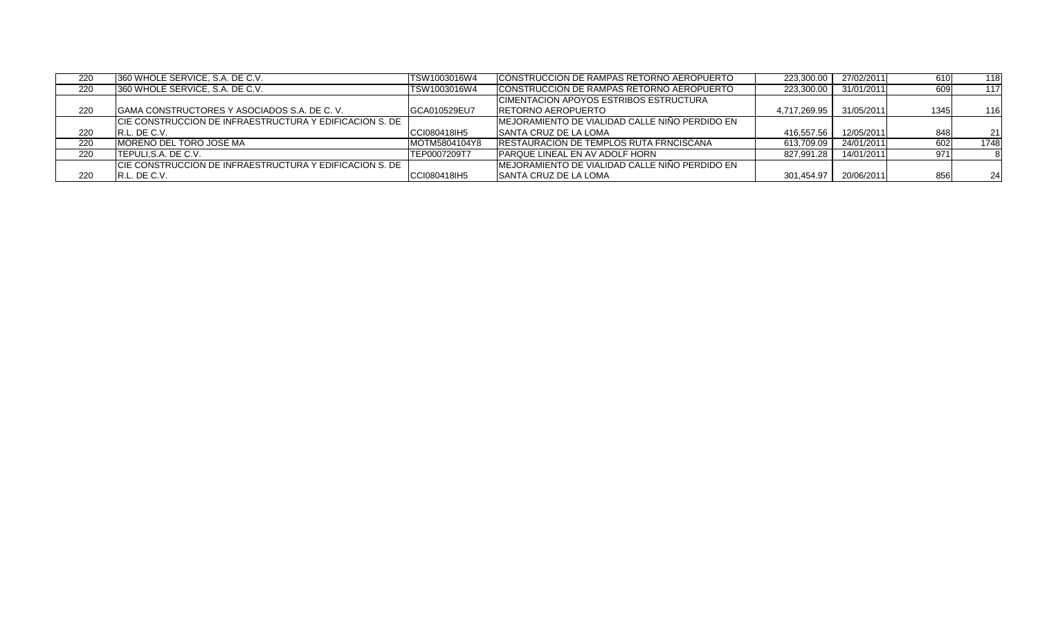| | | | | | | | |
|---|---|---|---|---|---|---|---|
| 220 | 360 WHOLE SERVICE, S.A. DE C.V. | TSW1003016W4 | CONSTRUCCION DE RAMPAS RETORNO AEROPUERTO | 223,300.00 | 27/02/2011 | 610 | 118 |
| 220 | 360 WHOLE SERVICE, S.A. DE C.V. | TSW1003016W4 | CONSTRUCCION DE RAMPAS RETORNO AEROPUERTO | 223,300.00 | 31/01/2011 | 609 | 117 |
| 220 | GAMA CONSTRUCTORES Y ASOCIADOS S.A. DE C. V. | GCA010529EU7 | CIMENTACION APOYOS ESTRIBOS ESTRUCTURA RETORNO AEROPUERTO | 4,717,269.95 | 31/05/2011 | 1345 | 116 |
| 220 | CIE CONSTRUCCION DE INFRAESTRUCTURA Y EDIFICACION S. DE R.L. DE C.V. | CCI080418IH5 | MEJORAMIENTO DE VIALIDAD CALLE NIÑO PERDIDO EN SANTA CRUZ DE LA LOMA | 416,557.56 | 12/05/2011 | 848 | 21 |
| 220 | MORENO DEL TORO JOSE MA | MOTM5804104Y8 | RESTAURACION DE TEMPLOS RUTA FRNCISCANA | 613,709.09 | 24/01/2011 | 602 | 1748 |
| 220 | TEPULI,S.A. DE C.V. | TEP0007209T7 | PARQUE LINEAL EN AV ADOLF HORN | 827,991.28 | 14/01/2011 | 971 | 8 |
| 220 | CIE CONSTRUCCION DE INFRAESTRUCTURA Y EDIFICACION S. DE R.L. DE C.V. | CCI080418IH5 | MEJORAMIENTO DE VIALIDAD CALLE NIÑO PERDIDO EN SANTA CRUZ DE LA LOMA | 301,454.97 | 20/06/2011 | 856 | 24 |